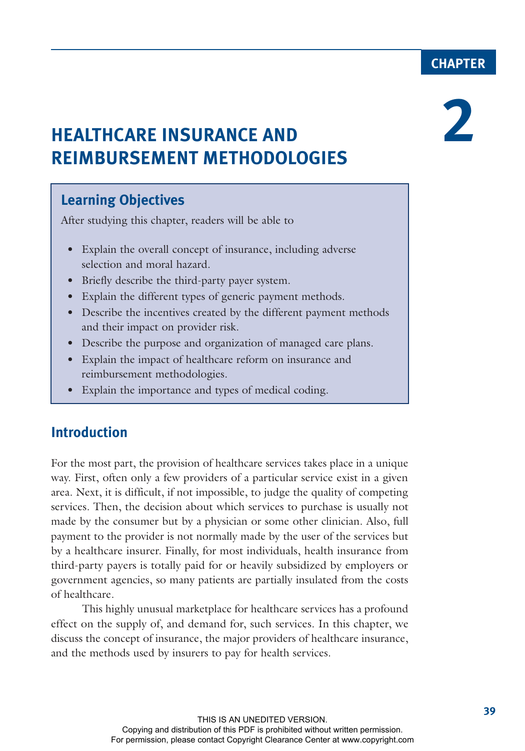CHAPTER

# 2

# HEALTHCARE INSURANCE AND REIMBURSEMENT METHODOLOGIES

## Learning Objectives

After studying this chapter, readers will be able to

- Explain the overall concept of insurance, including adverse selection and moral hazard.
- Briefly describe the third-party payer system.
- Explain the different types of generic payment methods.
- Describe the incentives created by the different payment methods and their impact on provider risk.
- Describe the purpose and organization of managed care plans.
- Explain the impact of healthcare reform on insurance and reimbursement methodologies.
- Explain the importance and types of medical coding.

## Introduction

For the most part, the provision of healthcare services takes place in a unique way. First, often only a few providers of a particular service exist in a given area. Next, it is difficult, if not impossible, to judge the quality of competing services. Then, the decision about which services to purchase is usually not made by the consumer but by a physician or some other clinician. Also, full payment to the provider is not normally made by the user of the services but by a healthcare insurer. Finally, for most individuals, health insurance from third-party payers is totally paid for or heavily subsidized by employers or government agencies, so many patients are partially insulated from the costs of healthcare.

This highly unusual marketplace for healthcare services has a profound effect on the supply of, and demand for, such services. In this chapter, we discuss the concept of insurance, the major providers of healthcare insurance, and the methods used by insurers to pay for health services.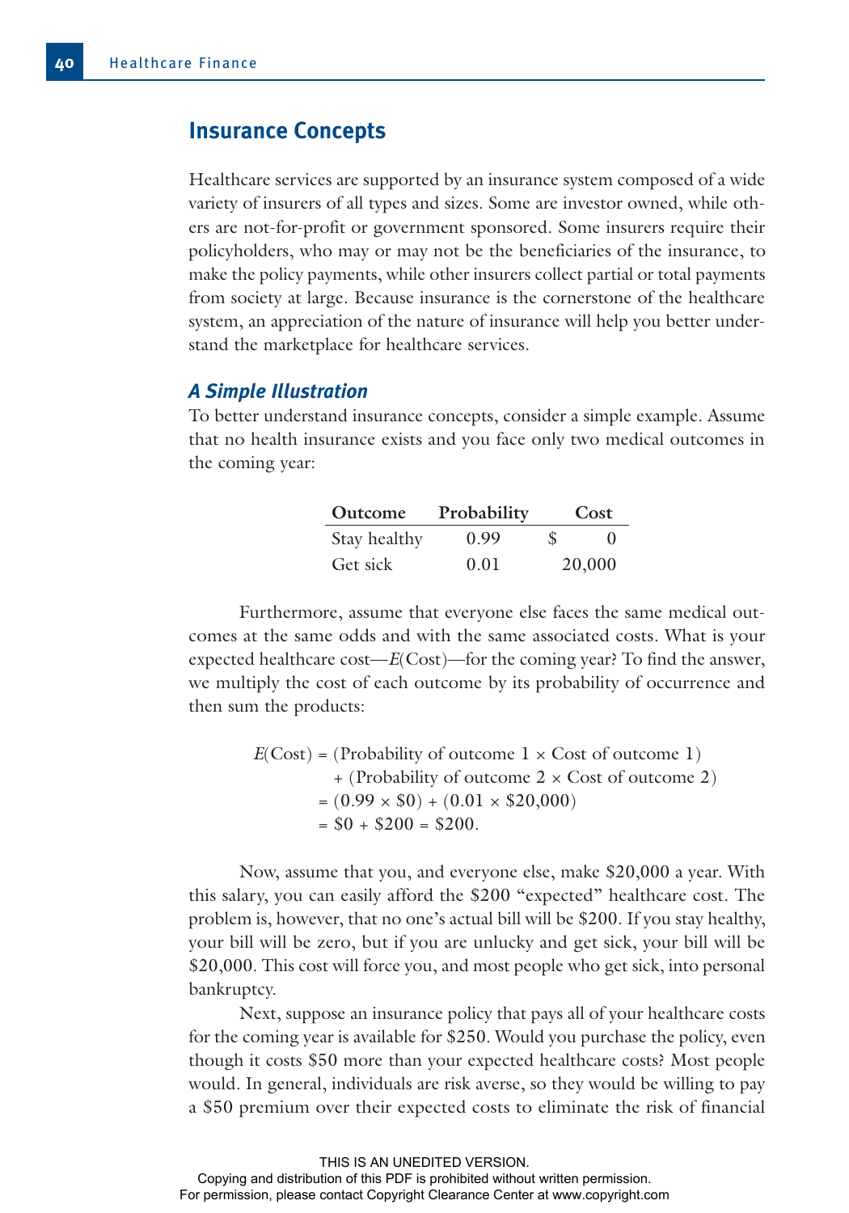## Insurance Concepts

Healthcare services are supported by an insurance system composed of a wide variety of insurers of all types and sizes. Some are investor owned, while others are not-for-profit or government sponsored. Some insurers require their policyholders, who may or may not be the beneficiaries of the insurance, to make the policy payments, while other insurers collect partial or total payments from society at large. Because insurance is the cornerstone of the healthcare system, an appreciation of the nature of insurance will help you better understand the marketplace for healthcare services.

### *A Simple Illustration*

To better understand insurance concepts, consider a simple example. Assume that no health insurance exists and you face only two medical outcomes in the coming year:

| Outcome | Probability | Cost |
|---|---|---|
| Stay healthy | 0.99 | $ 0 |
| Get sick | 0.01 | 20,000 |

Furthermore, assume that everyone else faces the same medical outcomes at the same odds and with the same associated costs. What is your expected healthcare cost—*E*(Cost)—for the coming year? To find the answer, we multiply the cost of each outcome by its probability of occurrence and then sum the products:

$$
\begin{aligned}
E(\text{Cost}) &= (\text{Probability of outcome 1} \times \text{Cost of outcome 1}) \\
&\quad + (\text{Probability of outcome 2} \times \text{Cost of outcome 2}) \\
&= (0.99 \times \$0) + (0.01 \times \$20{,}000) \\
&= \$0 + \$200 = \$200.
\end{aligned}
$$

Now, assume that you, and everyone else, make $20,000 a year. With this salary, you can easily afford the $200 "expected" healthcare cost. The problem is, however, that no one's actual bill will be $200. If you stay healthy, your bill will be zero, but if you are unlucky and get sick, your bill will be $20,000. This cost will force you, and most people who get sick, into personal bankruptcy.

Next, suppose an insurance policy that pays all of your healthcare costs for the coming year is available for $250. Would you purchase the policy, even though it costs $50 more than your expected healthcare costs? Most people would. In general, individuals are risk averse, so they would be willing to pay a $50 premium over their expected costs to eliminate the risk of financial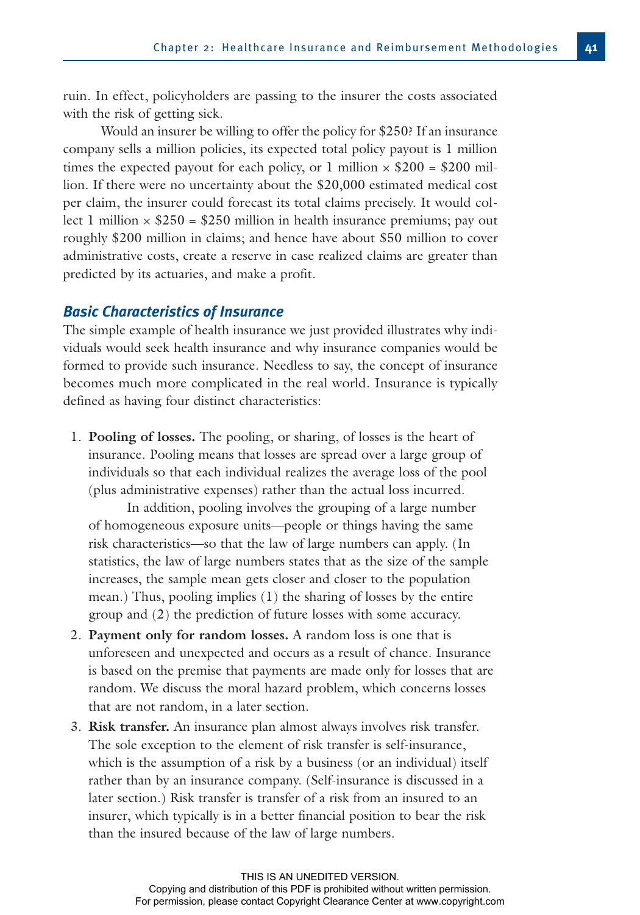ruin. In effect, policyholders are passing to the insurer the costs associated with the risk of getting sick.

Would an insurer be willing to offer the policy for $250? If an insurance company sells a million policies, its expected total policy payout is 1 million times the expected payout for each policy, or 1 million × $200 = $200 million. If there were no uncertainty about the $20,000 estimated medical cost per claim, the insurer could forecast its total claims precisely. It would collect 1 million × $250 = $250 million in health insurance premiums; pay out roughly $200 million in claims; and hence have about $50 million to cover administrative costs, create a reserve in case realized claims are greater than predicted by its actuaries, and make a profit.

### *Basic Characteristics of Insurance*

The simple example of health insurance we just provided illustrates why individuals would seek health insurance and why insurance companies would be formed to provide such insurance. Needless to say, the concept of insurance becomes much more complicated in the real world. Insurance is typically defined as having four distinct characteristics:

1. **Pooling of losses.** The pooling, or sharing, of losses is the heart of insurance. Pooling means that losses are spread over a large group of individuals so that each individual realizes the average loss of the pool (plus administrative expenses) rather than the actual loss incurred.

   In addition, pooling involves the grouping of a large number of homogeneous exposure units—people or things having the same risk characteristics—so that the law of large numbers can apply. (In statistics, the law of large numbers states that as the size of the sample increases, the sample mean gets closer and closer to the population mean.) Thus, pooling implies (1) the sharing of losses by the entire group and (2) the prediction of future losses with some accuracy.
2. **Payment only for random losses.** A random loss is one that is unforeseen and unexpected and occurs as a result of chance. Insurance is based on the premise that payments are made only for losses that are random. We discuss the moral hazard problem, which concerns losses that are not random, in a later section.
3. **Risk transfer.** An insurance plan almost always involves risk transfer. The sole exception to the element of risk transfer is self-insurance, which is the assumption of a risk by a business (or an individual) itself rather than by an insurance company. (Self-insurance is discussed in a later section.) Risk transfer is transfer of a risk from an insured to an insurer, which typically is in a better financial position to bear the risk than the insured because of the law of large numbers.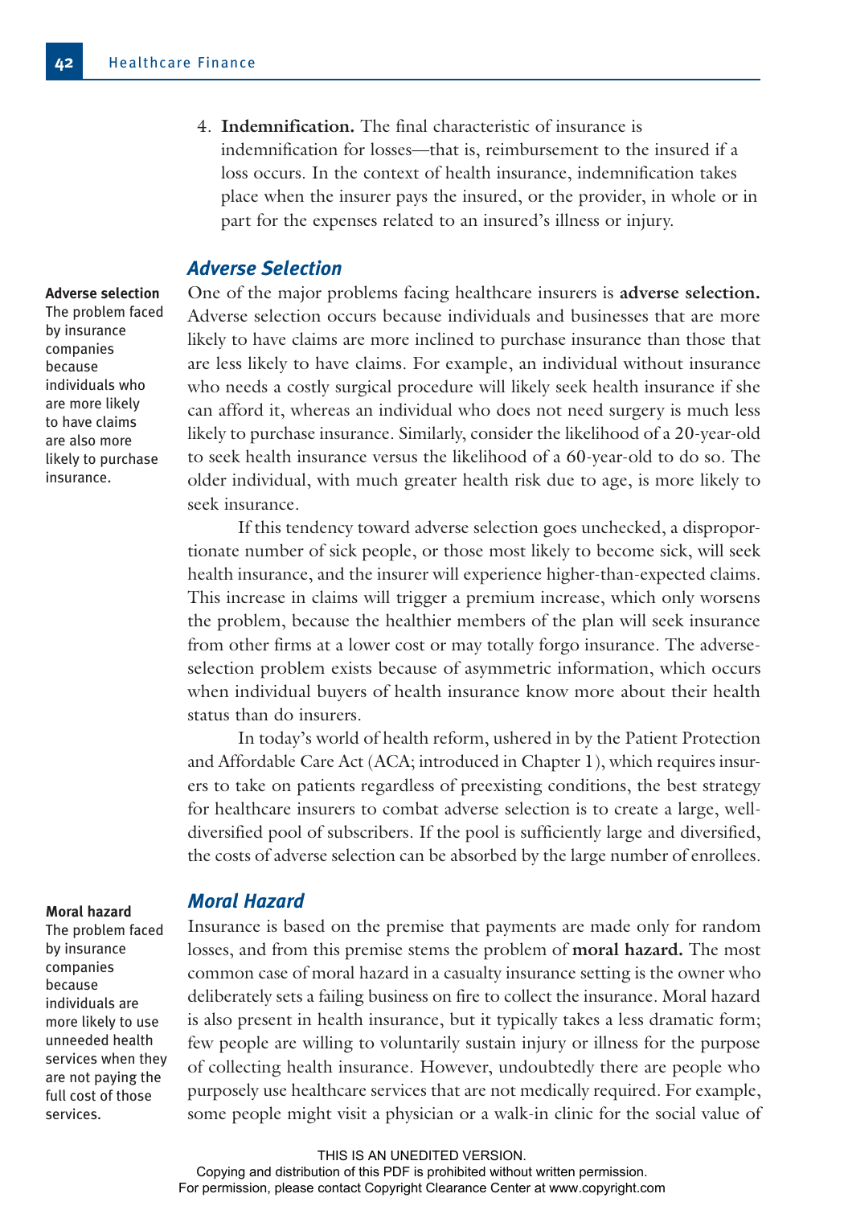4. **Indemnification.** The final characteristic of insurance is indemnification for losses—that is, reimbursement to the insured if a loss occurs. In the context of health insurance, indemnification takes place when the insurer pays the insured, or the provider, in whole or in part for the expenses related to an insured's illness or injury.

### *Adverse Selection*

**Adverse selection**
The problem faced by insurance companies because individuals who are more likely to have claims are also more likely to purchase insurance.

One of the major problems facing healthcare insurers is **adverse selection.** Adverse selection occurs because individuals and businesses that are more likely to have claims are more inclined to purchase insurance than those that are less likely to have claims. For example, an individual without insurance who needs a costly surgical procedure will likely seek health insurance if she can afford it, whereas an individual who does not need surgery is much less likely to purchase insurance. Similarly, consider the likelihood of a 20-year-old to seek health insurance versus the likelihood of a 60-year-old to do so. The older individual, with much greater health risk due to age, is more likely to seek insurance.

If this tendency toward adverse selection goes unchecked, a disproportionate number of sick people, or those most likely to become sick, will seek health insurance, and the insurer will experience higher-than-expected claims. This increase in claims will trigger a premium increase, which only worsens the problem, because the healthier members of the plan will seek insurance from other firms at a lower cost or may totally forgo insurance. The adverse-selection problem exists because of asymmetric information, which occurs when individual buyers of health insurance know more about their health status than do insurers.

In today's world of health reform, ushered in by the Patient Protection and Affordable Care Act (ACA; introduced in Chapter 1), which requires insurers to take on patients regardless of preexisting conditions, the best strategy for healthcare insurers to combat adverse selection is to create a large, well-diversified pool of subscribers. If the pool is sufficiently large and diversified, the costs of adverse selection can be absorbed by the large number of enrollees.

### *Moral Hazard*

**Moral hazard**
The problem faced by insurance companies because individuals are more likely to use unneeded health services when they are not paying the full cost of those services.

Insurance is based on the premise that payments are made only for random losses, and from this premise stems the problem of **moral hazard.** The most common case of moral hazard in a casualty insurance setting is the owner who deliberately sets a failing business on fire to collect the insurance. Moral hazard is also present in health insurance, but it typically takes a less dramatic form; few people are willing to voluntarily sustain injury or illness for the purpose of collecting health insurance. However, undoubtedly there are people who purposely use healthcare services that are not medically required. For example, some people might visit a physician or a walk-in clinic for the social value of

THIS IS AN UNEDITED VERSION.
Copying and distribution of this PDF is prohibited without written permission.
For permission, please contact Copyright Clearance Center at www.copyright.com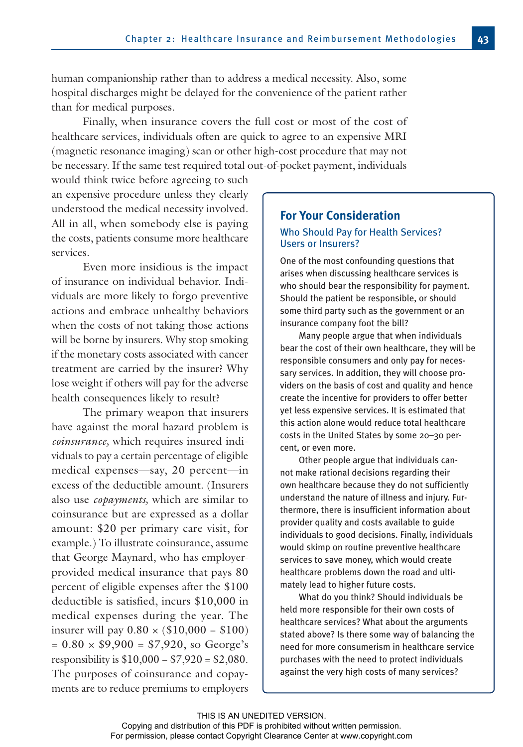human companionship rather than to address a medical necessity. Also, some hospital discharges might be delayed for the convenience of the patient rather than for medical purposes.

Finally, when insurance covers the full cost or most of the cost of healthcare services, individuals often are quick to agree to an expensive MRI (magnetic resonance imaging) scan or other high-cost procedure that may not be necessary. If the same test required total out-of-pocket payment, individuals would think twice before agreeing to such an expensive procedure unless they clearly understood the medical necessity involved. All in all, when somebody else is paying the costs, patients consume more healthcare services.

Even more insidious is the impact of insurance on individual behavior. Individuals are more likely to forgo preventive actions and embrace unhealthy behaviors when the costs of not taking those actions will be borne by insurers. Why stop smoking if the monetary costs associated with cancer treatment are carried by the insurer? Why lose weight if others will pay for the adverse health consequences likely to result?

The primary weapon that insurers have against the moral hazard problem is *coinsurance,* which requires insured individuals to pay a certain percentage of eligible medical expenses—say, 20 percent—in excess of the deductible amount. (Insurers also use *copayments,* which are similar to coinsurance but are expressed as a dollar amount: $20 per primary care visit, for example.) To illustrate coinsurance, assume that George Maynard, who has employer-provided medical insurance that pays 80 percent of eligible expenses after the $100 deductible is satisfied, incurs $10,000 in medical expenses during the year. The insurer will pay $0.80 \times (\$10{,}000 - \$100) = 0.80 \times \$9{,}900 = \$7{,}920$, so George's responsibility is $\$10{,}000 - \$7{,}920 = \$2{,}080$. The purposes of coinsurance and copayments are to reduce premiums to employers

> ## For Your Consideration
>
> ### Who Should Pay for Health Services? Users or Insurers?
>
> One of the most confounding questions that arises when discussing healthcare services is who should bear the responsibility for payment. Should the patient be responsible, or should some third party such as the government or an insurance company foot the bill?
>
> Many people argue that when individuals bear the cost of their own healthcare, they will be responsible consumers and only pay for necessary services. In addition, they will choose providers on the basis of cost and quality and hence create the incentive for providers to offer better yet less expensive services. It is estimated that this action alone would reduce total healthcare costs in the United States by some 20–30 percent, or even more.
>
> Other people argue that individuals cannot make rational decisions regarding their own healthcare because they do not sufficiently understand the nature of illness and injury. Furthermore, there is insufficient information about provider quality and costs available to guide individuals to good decisions. Finally, individuals would skimp on routine preventive healthcare services to save money, which would create healthcare problems down the road and ultimately lead to higher future costs.
>
> What do you think? Should individuals be held more responsible for their own costs of healthcare services? What about the arguments stated above? Is there some way of balancing the need for more consumerism in healthcare service purchases with the need to protect individuals against the very high costs of many services?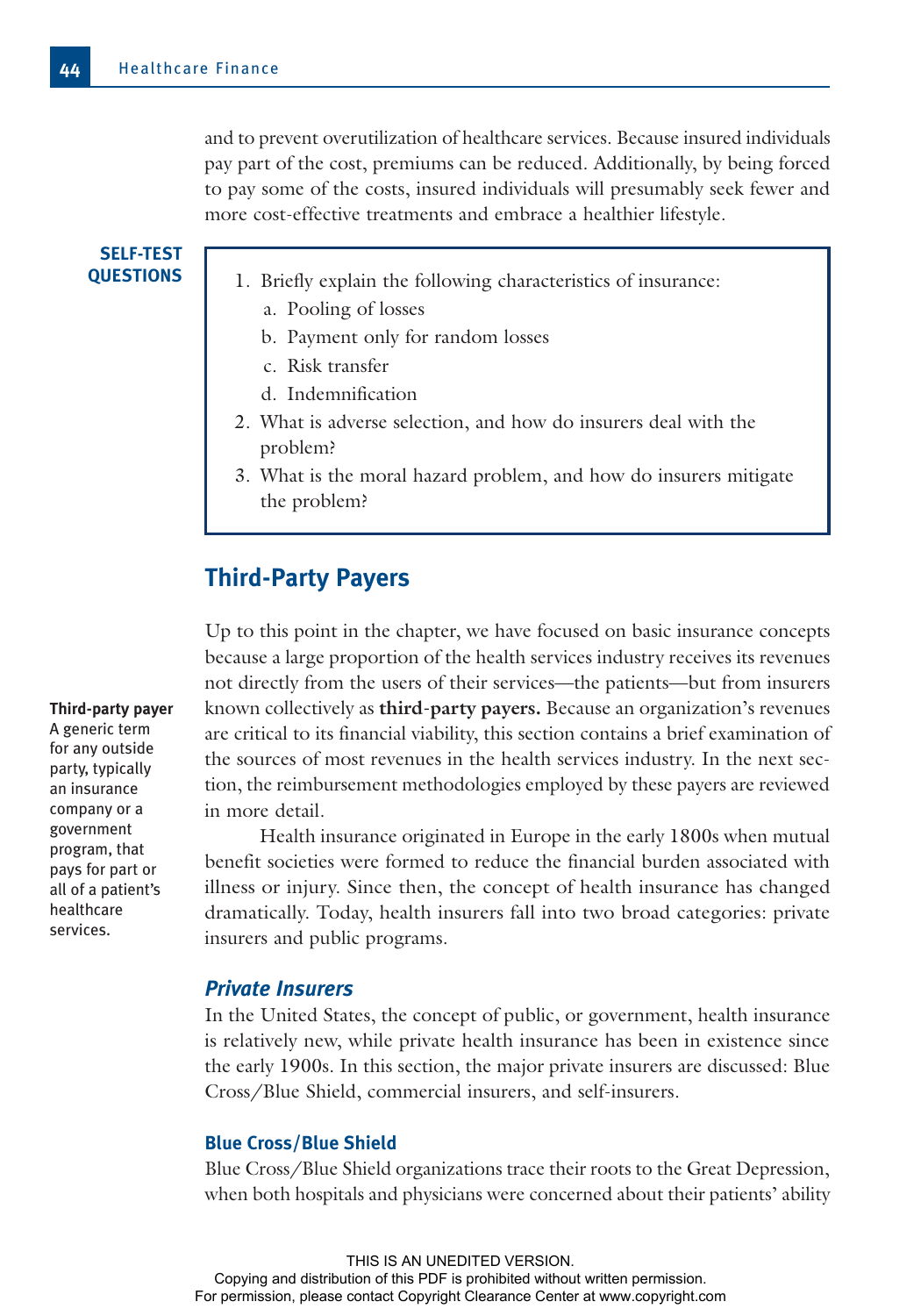and to prevent overutilization of healthcare services. Because insured individuals pay part of the cost, premiums can be reduced. Additionally, by being forced to pay some of the costs, insured individuals will presumably seek fewer and more cost-effective treatments and embrace a healthier lifestyle.

**SELF-TEST QUESTIONS**

1. Briefly explain the following characteristics of insurance:
   a. Pooling of losses
   b. Payment only for random losses
   c. Risk transfer
   d. Indemnification
2. What is adverse selection, and how do insurers deal with the problem?
3. What is the moral hazard problem, and how do insurers mitigate the problem?

## Third-Party Payers

Up to this point in the chapter, we have focused on basic insurance concepts because a large proportion of the health services industry receives its revenues not directly from the users of their services—the patients—but from insurers known collectively as **third-party payers.** Because an organization's revenues are critical to its financial viability, this section contains a brief examination of the sources of most revenues in the health services industry. In the next section, the reimbursement methodologies employed by these payers are reviewed in more detail.

**Third-party payer** A generic term for any outside party, typically an insurance company or a government program, that pays for part or all of a patient's healthcare services.

Health insurance originated in Europe in the early 1800s when mutual benefit societies were formed to reduce the financial burden associated with illness or injury. Since then, the concept of health insurance has changed dramatically. Today, health insurers fall into two broad categories: private insurers and public programs.

### *Private Insurers*

In the United States, the concept of public, or government, health insurance is relatively new, while private health insurance has been in existence since the early 1900s. In this section, the major private insurers are discussed: Blue Cross/Blue Shield, commercial insurers, and self-insurers.

#### Blue Cross/Blue Shield

Blue Cross/Blue Shield organizations trace their roots to the Great Depression, when both hospitals and physicians were concerned about their patients' ability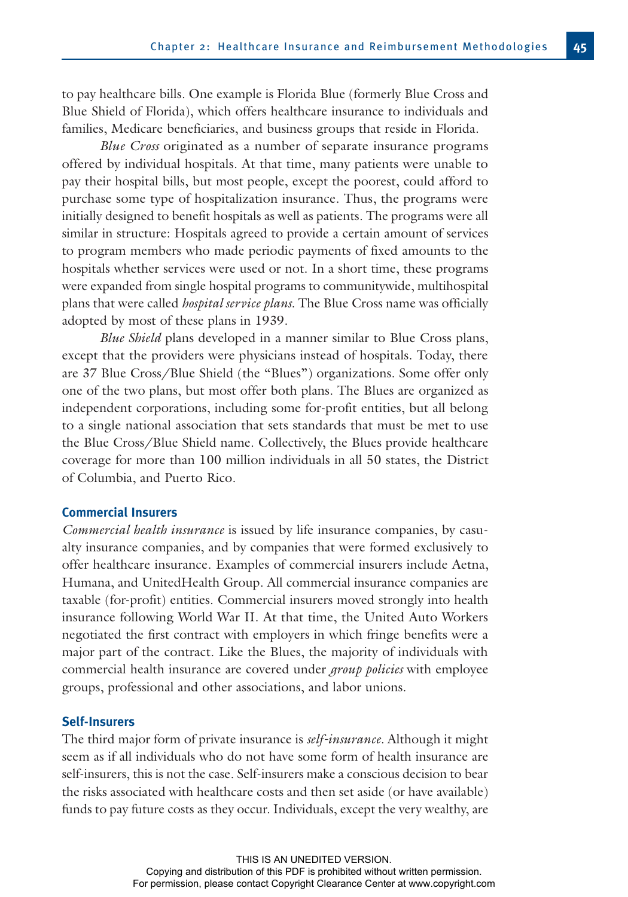to pay healthcare bills. One example is Florida Blue (formerly Blue Cross and Blue Shield of Florida), which offers healthcare insurance to individuals and families, Medicare beneficiaries, and business groups that reside in Florida.

*Blue Cross* originated as a number of separate insurance programs offered by individual hospitals. At that time, many patients were unable to pay their hospital bills, but most people, except the poorest, could afford to purchase some type of hospitalization insurance. Thus, the programs were initially designed to benefit hospitals as well as patients. The programs were all similar in structure: Hospitals agreed to provide a certain amount of services to program members who made periodic payments of fixed amounts to the hospitals whether services were used or not. In a short time, these programs were expanded from single hospital programs to communitywide, multihospital plans that were called *hospital service plans*. The Blue Cross name was officially adopted by most of these plans in 1939.

*Blue Shield* plans developed in a manner similar to Blue Cross plans, except that the providers were physicians instead of hospitals. Today, there are 37 Blue Cross/Blue Shield (the "Blues") organizations. Some offer only one of the two plans, but most offer both plans. The Blues are organized as independent corporations, including some for-profit entities, but all belong to a single national association that sets standards that must be met to use the Blue Cross/Blue Shield name. Collectively, the Blues provide healthcare coverage for more than 100 million individuals in all 50 states, the District of Columbia, and Puerto Rico.

### Commercial Insurers

*Commercial health insurance* is issued by life insurance companies, by casualty insurance companies, and by companies that were formed exclusively to offer healthcare insurance. Examples of commercial insurers include Aetna, Humana, and UnitedHealth Group. All commercial insurance companies are taxable (for-profit) entities. Commercial insurers moved strongly into health insurance following World War II. At that time, the United Auto Workers negotiated the first contract with employers in which fringe benefits were a major part of the contract. Like the Blues, the majority of individuals with commercial health insurance are covered under *group policies* with employee groups, professional and other associations, and labor unions.

### Self-Insurers

The third major form of private insurance is *self-insurance*. Although it might seem as if all individuals who do not have some form of health insurance are self-insurers, this is not the case. Self-insurers make a conscious decision to bear the risks associated with healthcare costs and then set aside (or have available) funds to pay future costs as they occur. Individuals, except the very wealthy, are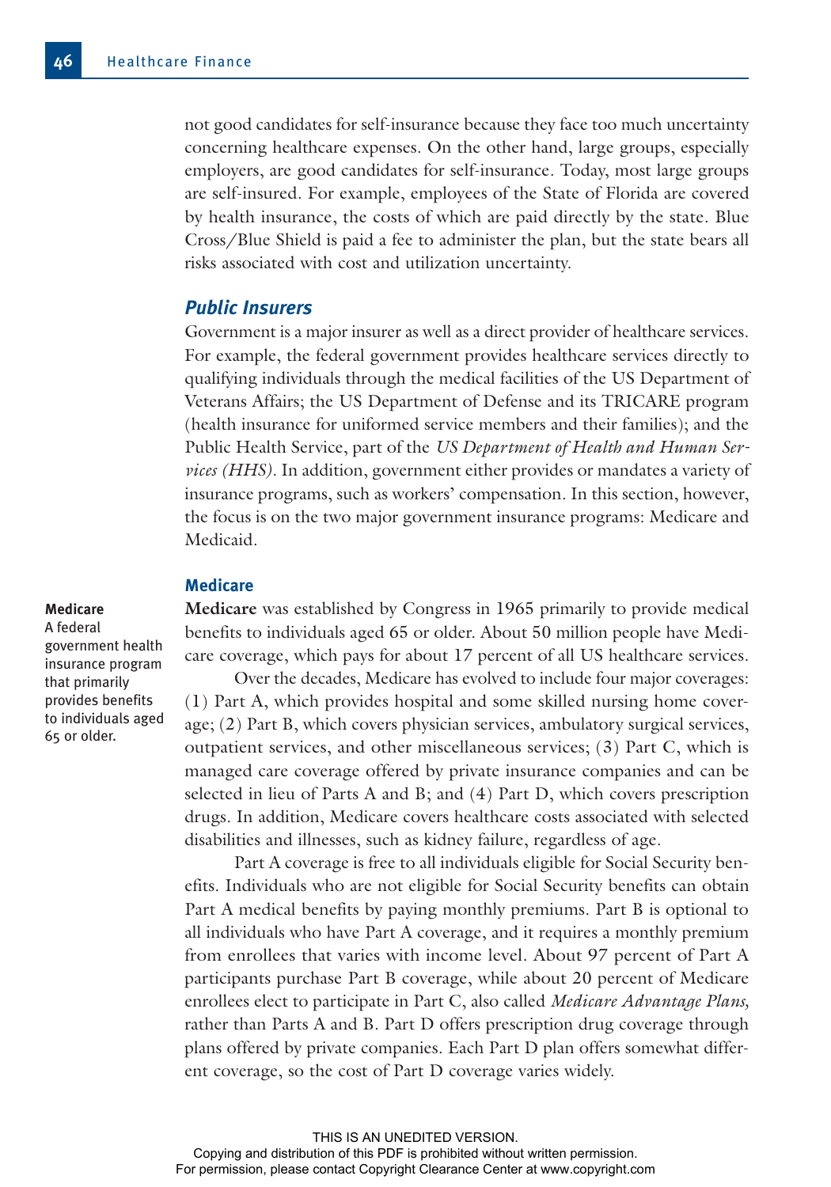not good candidates for self-insurance because they face too much uncertainty concerning healthcare expenses. On the other hand, large groups, especially employers, are good candidates for self-insurance. Today, most large groups are self-insured. For example, employees of the State of Florida are covered by health insurance, the costs of which are paid directly by the state. Blue Cross/Blue Shield is paid a fee to administer the plan, but the state bears all risks associated with cost and utilization uncertainty.

### *Public Insurers*

Government is a major insurer as well as a direct provider of healthcare services. For example, the federal government provides healthcare services directly to qualifying individuals through the medical facilities of the US Department of Veterans Affairs; the US Department of Defense and its TRICARE program (health insurance for uniformed service members and their families); and the Public Health Service, part of the *US Department of Health and Human Services (HHS)*. In addition, government either provides or mandates a variety of insurance programs, such as workers' compensation. In this section, however, the focus is on the two major government insurance programs: Medicare and Medicaid.

#### Medicare

**Medicare**
A federal government health insurance program that primarily provides benefits to individuals aged 65 or older.

**Medicare** was established by Congress in 1965 primarily to provide medical benefits to individuals aged 65 or older. About 50 million people have Medicare coverage, which pays for about 17 percent of all US healthcare services.

Over the decades, Medicare has evolved to include four major coverages: (1) Part A, which provides hospital and some skilled nursing home coverage; (2) Part B, which covers physician services, ambulatory surgical services, outpatient services, and other miscellaneous services; (3) Part C, which is managed care coverage offered by private insurance companies and can be selected in lieu of Parts A and B; and (4) Part D, which covers prescription drugs. In addition, Medicare covers healthcare costs associated with selected disabilities and illnesses, such as kidney failure, regardless of age.

Part A coverage is free to all individuals eligible for Social Security benefits. Individuals who are not eligible for Social Security benefits can obtain Part A medical benefits by paying monthly premiums. Part B is optional to all individuals who have Part A coverage, and it requires a monthly premium from enrollees that varies with income level. About 97 percent of Part A participants purchase Part B coverage, while about 20 percent of Medicare enrollees elect to participate in Part C, also called *Medicare Advantage Plans,* rather than Parts A and B. Part D offers prescription drug coverage through plans offered by private companies. Each Part D plan offers somewhat different coverage, so the cost of Part D coverage varies widely.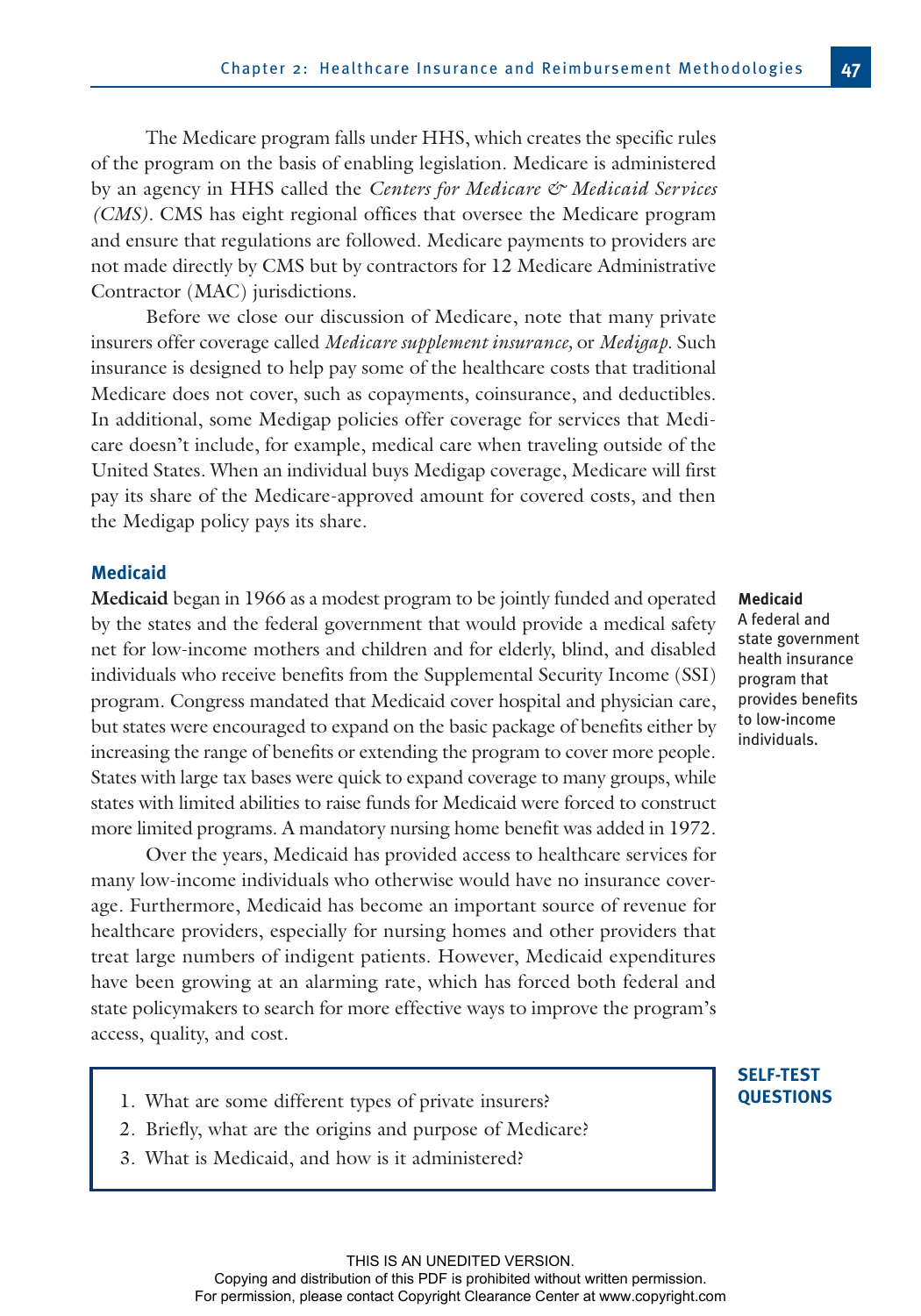The Medicare program falls under HHS, which creates the specific rules of the program on the basis of enabling legislation. Medicare is administered by an agency in HHS called the *Centers for Medicare & Medicaid Services (CMS)*. CMS has eight regional offices that oversee the Medicare program and ensure that regulations are followed. Medicare payments to providers are not made directly by CMS but by contractors for 12 Medicare Administrative Contractor (MAC) jurisdictions.

Before we close our discussion of Medicare, note that many private insurers offer coverage called *Medicare supplement insurance,* or *Medigap*. Such insurance is designed to help pay some of the healthcare costs that traditional Medicare does not cover, such as copayments, coinsurance, and deductibles. In additional, some Medigap policies offer coverage for services that Medicare doesn't include, for example, medical care when traveling outside of the United States. When an individual buys Medigap coverage, Medicare will first pay its share of the Medicare-approved amount for covered costs, and then the Medigap policy pays its share.

### Medicaid

**Medicaid** began in 1966 as a modest program to be jointly funded and operated by the states and the federal government that would provide a medical safety net for low-income mothers and children and for elderly, blind, and disabled individuals who receive benefits from the Supplemental Security Income (SSI) program. Congress mandated that Medicaid cover hospital and physician care, but states were encouraged to expand on the basic package of benefits either by increasing the range of benefits or extending the program to cover more people. States with large tax bases were quick to expand coverage to many groups, while states with limited abilities to raise funds for Medicaid were forced to construct more limited programs. A mandatory nursing home benefit was added in 1972.

**Medicaid**
A federal and state government health insurance program that provides benefits to low-income individuals.

Over the years, Medicaid has provided access to healthcare services for many low-income individuals who otherwise would have no insurance coverage. Furthermore, Medicaid has become an important source of revenue for healthcare providers, especially for nursing homes and other providers that treat large numbers of indigent patients. However, Medicaid expenditures have been growing at an alarming rate, which has forced both federal and state policymakers to search for more effective ways to improve the program's access, quality, and cost.

**SELF-TEST QUESTIONS**

1. What are some different types of private insurers?
2. Briefly, what are the origins and purpose of Medicare?
3. What is Medicaid, and how is it administered?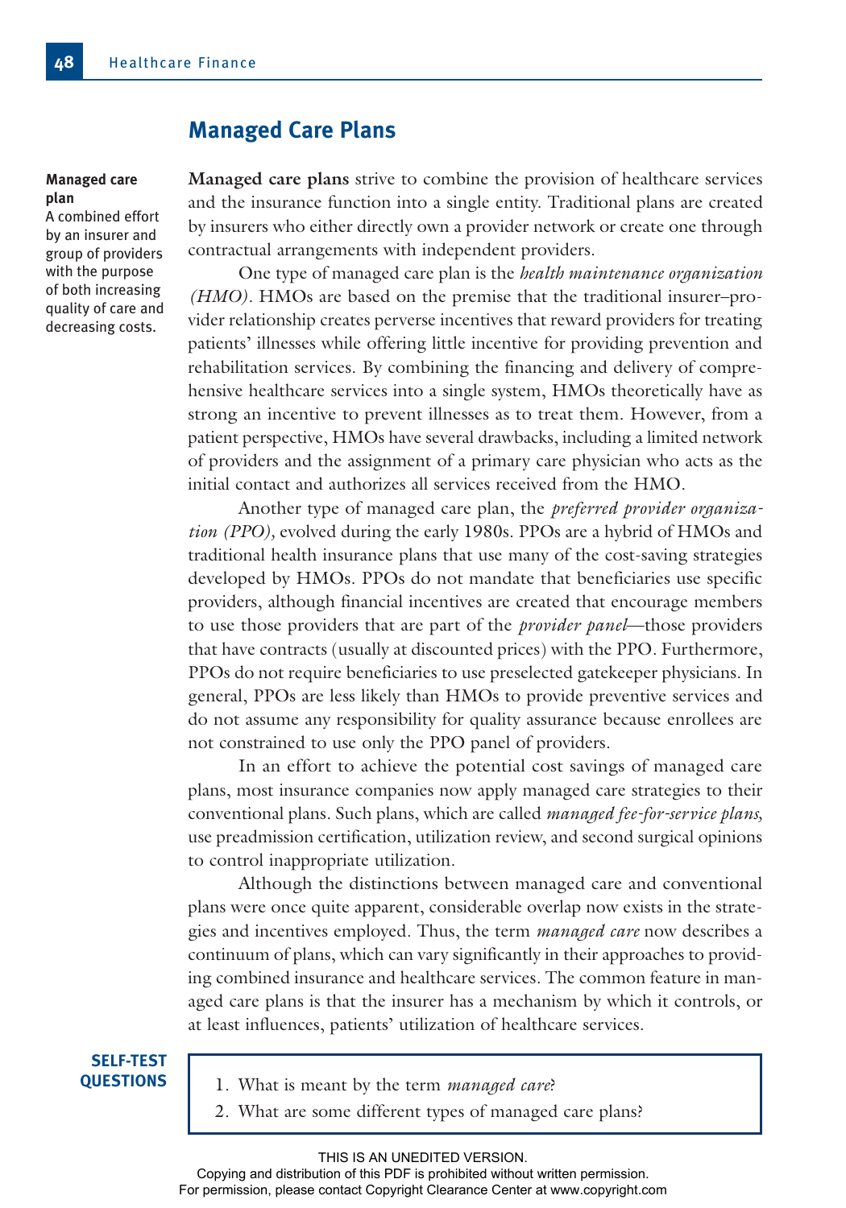## Managed Care Plans

**Managed care plan**
A combined effort by an insurer and group of providers with the purpose of both increasing quality of care and decreasing costs.

**Managed care plans** strive to combine the provision of healthcare services and the insurance function into a single entity. Traditional plans are created by insurers who either directly own a provider network or create one through contractual arrangements with independent providers.

One type of managed care plan is the *health maintenance organization (HMO)*. HMOs are based on the premise that the traditional insurer–provider relationship creates perverse incentives that reward providers for treating patients' illnesses while offering little incentive for providing prevention and rehabilitation services. By combining the financing and delivery of comprehensive healthcare services into a single system, HMOs theoretically have as strong an incentive to prevent illnesses as to treat them. However, from a patient perspective, HMOs have several drawbacks, including a limited network of providers and the assignment of a primary care physician who acts as the initial contact and authorizes all services received from the HMO.

Another type of managed care plan, the *preferred provider organization (PPO),* evolved during the early 1980s. PPOs are a hybrid of HMOs and traditional health insurance plans that use many of the cost-saving strategies developed by HMOs. PPOs do not mandate that beneficiaries use specific providers, although financial incentives are created that encourage members to use those providers that are part of the *provider panel*—those providers that have contracts (usually at discounted prices) with the PPO. Furthermore, PPOs do not require beneficiaries to use preselected gatekeeper physicians. In general, PPOs are less likely than HMOs to provide preventive services and do not assume any responsibility for quality assurance because enrollees are not constrained to use only the PPO panel of providers.

In an effort to achieve the potential cost savings of managed care plans, most insurance companies now apply managed care strategies to their conventional plans. Such plans, which are called *managed fee-for-service plans,* use preadmission certification, utilization review, and second surgical opinions to control inappropriate utilization.

Although the distinctions between managed care and conventional plans were once quite apparent, considerable overlap now exists in the strategies and incentives employed. Thus, the term *managed care* now describes a continuum of plans, which can vary significantly in their approaches to providing combined insurance and healthcare services. The common feature in managed care plans is that the insurer has a mechanism by which it controls, or at least influences, patients' utilization of healthcare services.

**SELF-TEST QUESTIONS**

1. What is meant by the term *managed care*?
2. What are some different types of managed care plans?

THIS IS AN UNEDITED VERSION.
Copying and distribution of this PDF is prohibited without written permission.
For permission, please contact Copyright Clearance Center at www.copyright.com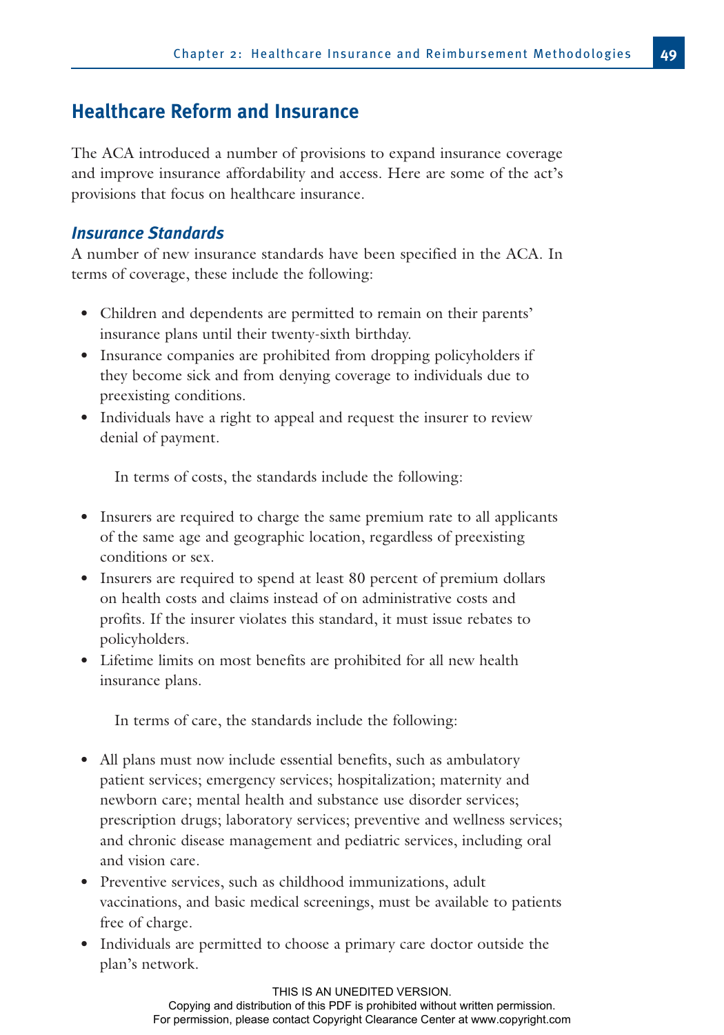## Healthcare Reform and Insurance

The ACA introduced a number of provisions to expand insurance coverage and improve insurance affordability and access. Here are some of the act's provisions that focus on healthcare insurance.

### *Insurance Standards*

A number of new insurance standards have been specified in the ACA. In terms of coverage, these include the following:

- Children and dependents are permitted to remain on their parents' insurance plans until their twenty-sixth birthday.
- Insurance companies are prohibited from dropping policyholders if they become sick and from denying coverage to individuals due to preexisting conditions.
- Individuals have a right to appeal and request the insurer to review denial of payment.

In terms of costs, the standards include the following:

- Insurers are required to charge the same premium rate to all applicants of the same age and geographic location, regardless of preexisting conditions or sex.
- Insurers are required to spend at least 80 percent of premium dollars on health costs and claims instead of on administrative costs and profits. If the insurer violates this standard, it must issue rebates to policyholders.
- Lifetime limits on most benefits are prohibited for all new health insurance plans.

In terms of care, the standards include the following:

- All plans must now include essential benefits, such as ambulatory patient services; emergency services; hospitalization; maternity and newborn care; mental health and substance use disorder services; prescription drugs; laboratory services; preventive and wellness services; and chronic disease management and pediatric services, including oral and vision care.
- Preventive services, such as childhood immunizations, adult vaccinations, and basic medical screenings, must be available to patients free of charge.
- Individuals are permitted to choose a primary care doctor outside the plan's network.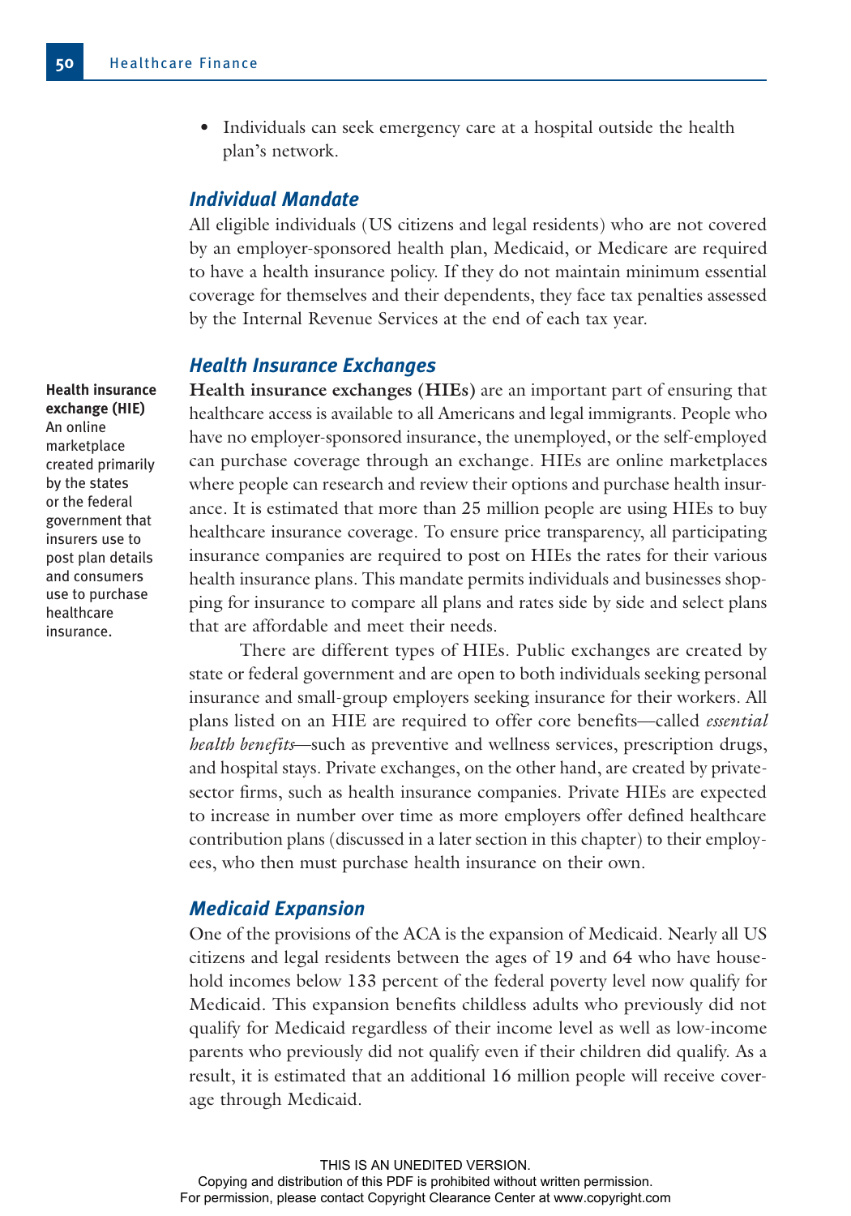- Individuals can seek emergency care at a hospital outside the health plan's network.

### *Individual Mandate*

All eligible individuals (US citizens and legal residents) who are not covered by an employer-sponsored health plan, Medicaid, or Medicare are required to have a health insurance policy. If they do not maintain minimum essential coverage for themselves and their dependents, they face tax penalties assessed by the Internal Revenue Services at the end of each tax year.

### *Health Insurance Exchanges*

**Health insurance exchange (HIE)** An online marketplace created primarily by the states or the federal government that insurers use to post plan details and consumers use to purchase healthcare insurance.

**Health insurance exchanges (HIEs)** are an important part of ensuring that healthcare access is available to all Americans and legal immigrants. People who have no employer-sponsored insurance, the unemployed, or the self-employed can purchase coverage through an exchange. HIEs are online marketplaces where people can research and review their options and purchase health insurance. It is estimated that more than 25 million people are using HIEs to buy healthcare insurance coverage. To ensure price transparency, all participating insurance companies are required to post on HIEs the rates for their various health insurance plans. This mandate permits individuals and businesses shopping for insurance to compare all plans and rates side by side and select plans that are affordable and meet their needs.

There are different types of HIEs. Public exchanges are created by state or federal government and are open to both individuals seeking personal insurance and small-group employers seeking insurance for their workers. All plans listed on an HIE are required to offer core benefits—called *essential health benefits*—such as preventive and wellness services, prescription drugs, and hospital stays. Private exchanges, on the other hand, are created by private-sector firms, such as health insurance companies. Private HIEs are expected to increase in number over time as more employers offer defined healthcare contribution plans (discussed in a later section in this chapter) to their employees, who then must purchase health insurance on their own.

### *Medicaid Expansion*

One of the provisions of the ACA is the expansion of Medicaid. Nearly all US citizens and legal residents between the ages of 19 and 64 who have household incomes below 133 percent of the federal poverty level now qualify for Medicaid. This expansion benefits childless adults who previously did not qualify for Medicaid regardless of their income level as well as low-income parents who previously did not qualify even if their children did qualify. As a result, it is estimated that an additional 16 million people will receive coverage through Medicaid.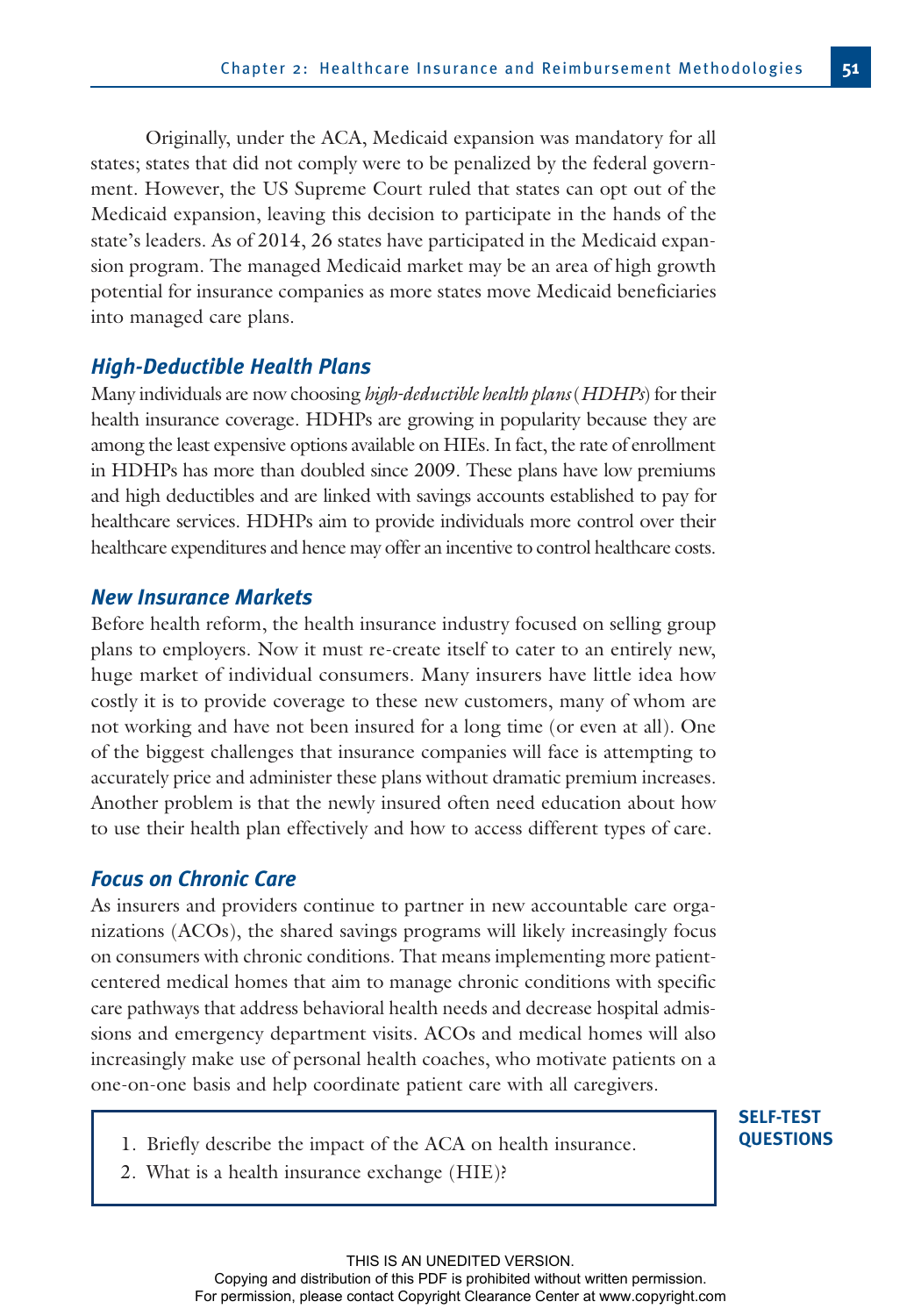Originally, under the ACA, Medicaid expansion was mandatory for all states; states that did not comply were to be penalized by the federal government. However, the US Supreme Court ruled that states can opt out of the Medicaid expansion, leaving this decision to participate in the hands of the state's leaders. As of 2014, 26 states have participated in the Medicaid expansion program. The managed Medicaid market may be an area of high growth potential for insurance companies as more states move Medicaid beneficiaries into managed care plans.

### High-Deductible Health Plans

Many individuals are now choosing *high-deductible health plans* (*HDHPs*) for their health insurance coverage. HDHPs are growing in popularity because they are among the least expensive options available on HIEs. In fact, the rate of enrollment in HDHPs has more than doubled since 2009. These plans have low premiums and high deductibles and are linked with savings accounts established to pay for healthcare services. HDHPs aim to provide individuals more control over their healthcare expenditures and hence may offer an incentive to control healthcare costs.

### New Insurance Markets

Before health reform, the health insurance industry focused on selling group plans to employers. Now it must re-create itself to cater to an entirely new, huge market of individual consumers. Many insurers have little idea how costly it is to provide coverage to these new customers, many of whom are not working and have not been insured for a long time (or even at all). One of the biggest challenges that insurance companies will face is attempting to accurately price and administer these plans without dramatic premium increases. Another problem is that the newly insured often need education about how to use their health plan effectively and how to access different types of care.

### Focus on Chronic Care

As insurers and providers continue to partner in new accountable care organizations (ACOs), the shared savings programs will likely increasingly focus on consumers with chronic conditions. That means implementing more patient-centered medical homes that aim to manage chronic conditions with specific care pathways that address behavioral health needs and decrease hospital admissions and emergency department visits. ACOs and medical homes will also increasingly make use of personal health coaches, who motivate patients on a one-on-one basis and help coordinate patient care with all caregivers.

**SELF-TEST QUESTIONS**

1. Briefly describe the impact of the ACA on health insurance.
2. What is a health insurance exchange (HIE)?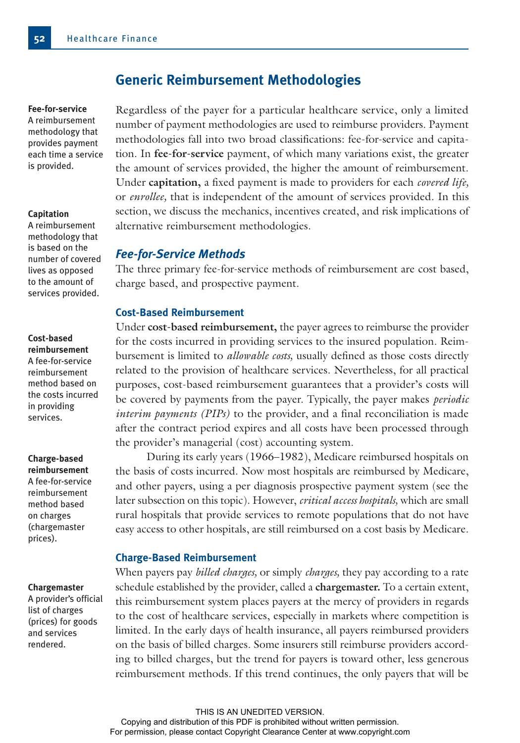## Generic Reimbursement Methodologies

**Fee-for-service**
A reimbursement methodology that provides payment each time a service is provided.

**Capitation**
A reimbursement methodology that is based on the number of covered lives as opposed to the amount of services provided.

Regardless of the payer for a particular healthcare service, only a limited number of payment methodologies are used to reimburse providers. Payment methodologies fall into two broad classifications: fee-for-service and capitation. In **fee-for-service** payment, of which many variations exist, the greater the amount of services provided, the higher the amount of reimbursement. Under **capitation,** a fixed payment is made to providers for each *covered life,* or *enrollee,* that is independent of the amount of services provided. In this section, we discuss the mechanics, incentives created, and risk implications of alternative reimbursement methodologies.

### *Fee-for-Service Methods*

The three primary fee-for-service methods of reimbursement are cost based, charge based, and prospective payment.

#### Cost-Based Reimbursement

**Cost-based reimbursement**
A fee-for-service reimbursement method based on the costs incurred in providing services.

Under **cost-based reimbursement,** the payer agrees to reimburse the provider for the costs incurred in providing services to the insured population. Reimbursement is limited to *allowable costs,* usually defined as those costs directly related to the provision of healthcare services. Nevertheless, for all practical purposes, cost-based reimbursement guarantees that a provider's costs will be covered by payments from the payer. Typically, the payer makes *periodic interim payments (PIPs)* to the provider, and a final reconciliation is made after the contract period expires and all costs have been processed through the provider's managerial (cost) accounting system.

During its early years (1966–1982), Medicare reimbursed hospitals on the basis of costs incurred. Now most hospitals are reimbursed by Medicare, and other payers, using a per diagnosis prospective payment system (see the later subsection on this topic). However, *critical access hospitals,* which are small rural hospitals that provide services to remote populations that do not have easy access to other hospitals, are still reimbursed on a cost basis by Medicare.

#### Charge-Based Reimbursement

**Charge-based reimbursement**
A fee-for-service reimbursement method based on charges (chargemaster prices).

**Chargemaster**
A provider's official list of charges (prices) for goods and services rendered.

When payers pay *billed charges,* or simply *charges,* they pay according to a rate schedule established by the provider, called a **chargemaster.** To a certain extent, this reimbursement system places payers at the mercy of providers in regards to the cost of healthcare services, especially in markets where competition is limited. In the early days of health insurance, all payers reimbursed providers on the basis of billed charges. Some insurers still reimburse providers according to billed charges, but the trend for payers is toward other, less generous reimbursement methods. If this trend continues, the only payers that will be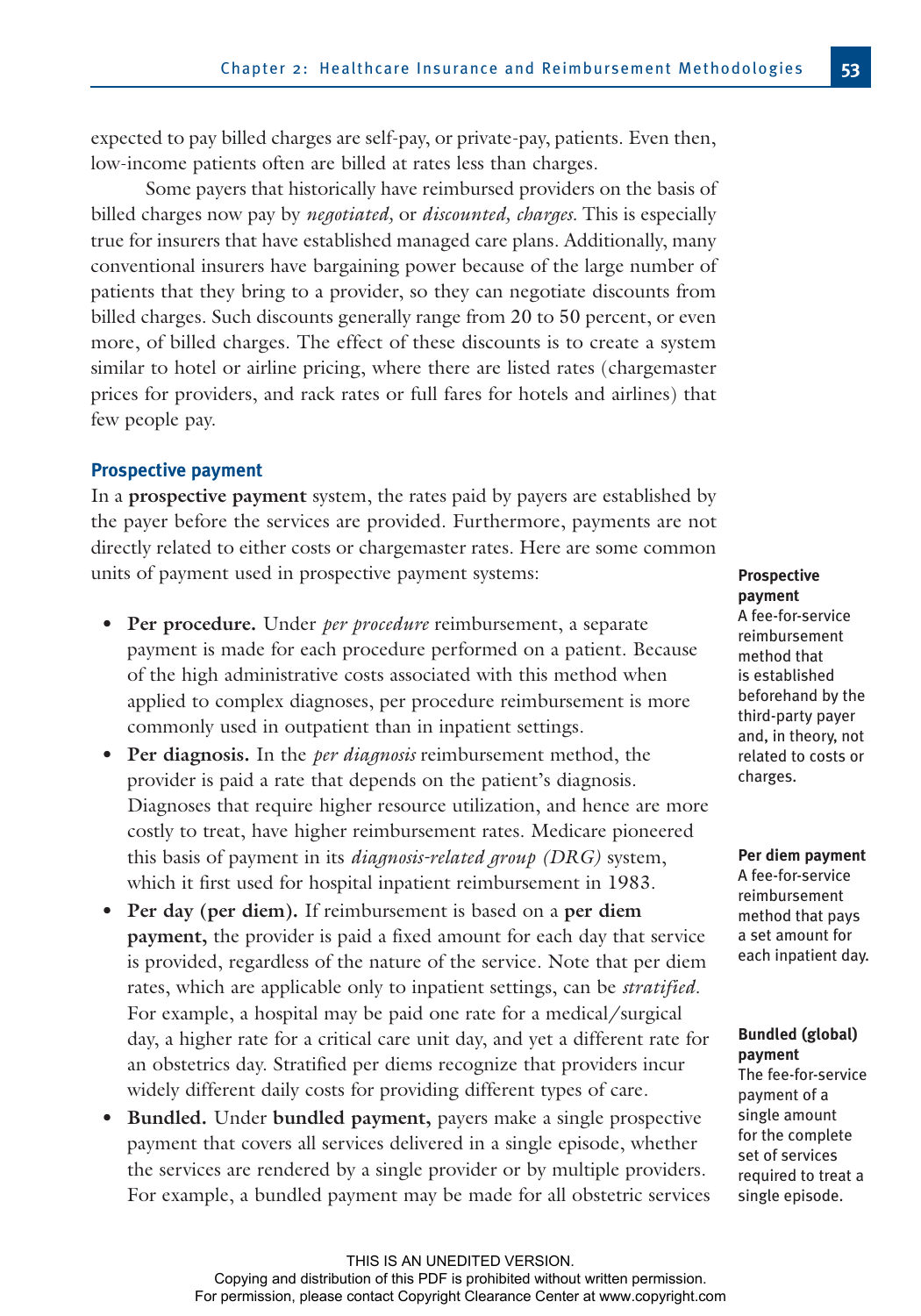expected to pay billed charges are self-pay, or private-pay, patients. Even then, low-income patients often are billed at rates less than charges.

Some payers that historically have reimbursed providers on the basis of billed charges now pay by *negotiated,* or *discounted, charges.* This is especially true for insurers that have established managed care plans. Additionally, many conventional insurers have bargaining power because of the large number of patients that they bring to a provider, so they can negotiate discounts from billed charges. Such discounts generally range from 20 to 50 percent, or even more, of billed charges. The effect of these discounts is to create a system similar to hotel or airline pricing, where there are listed rates (chargemaster prices for providers, and rack rates or full fares for hotels and airlines) that few people pay.

### Prospective payment

In a **prospective payment** system, the rates paid by payers are established by the payer before the services are provided. Furthermore, payments are not directly related to either costs or chargemaster rates. Here are some common units of payment used in prospective payment systems:

- **Per procedure.** Under *per procedure* reimbursement, a separate payment is made for each procedure performed on a patient. Because of the high administrative costs associated with this method when applied to complex diagnoses, per procedure reimbursement is more commonly used in outpatient than in inpatient settings.
- **Per diagnosis.** In the *per diagnosis* reimbursement method, the provider is paid a rate that depends on the patient's diagnosis. Diagnoses that require higher resource utilization, and hence are more costly to treat, have higher reimbursement rates. Medicare pioneered this basis of payment in its *diagnosis-related group (DRG)* system, which it first used for hospital inpatient reimbursement in 1983.
- **Per day (per diem).** If reimbursement is based on a **per diem payment,** the provider is paid a fixed amount for each day that service is provided, regardless of the nature of the service. Note that per diem rates, which are applicable only to inpatient settings, can be *stratified.* For example, a hospital may be paid one rate for a medical/surgical day, a higher rate for a critical care unit day, and yet a different rate for an obstetrics day. Stratified per diems recognize that providers incur widely different daily costs for providing different types of care.
- **Bundled.** Under **bundled payment,** payers make a single prospective payment that covers all services delivered in a single episode, whether the services are rendered by a single provider or by multiple providers. For example, a bundled payment may be made for all obstetric services

**Prospective payment**
A fee-for-service reimbursement method that is established beforehand by the third-party payer and, in theory, not related to costs or charges.

**Per diem payment**
A fee-for-service reimbursement method that pays a set amount for each inpatient day.

**Bundled (global) payment**
The fee-for-service payment of a single amount for the complete set of services required to treat a single episode.

THIS IS AN UNEDITED VERSION.
Copying and distribution of this PDF is prohibited without written permission.
For permission, please contact Copyright Clearance Center at www.copyright.com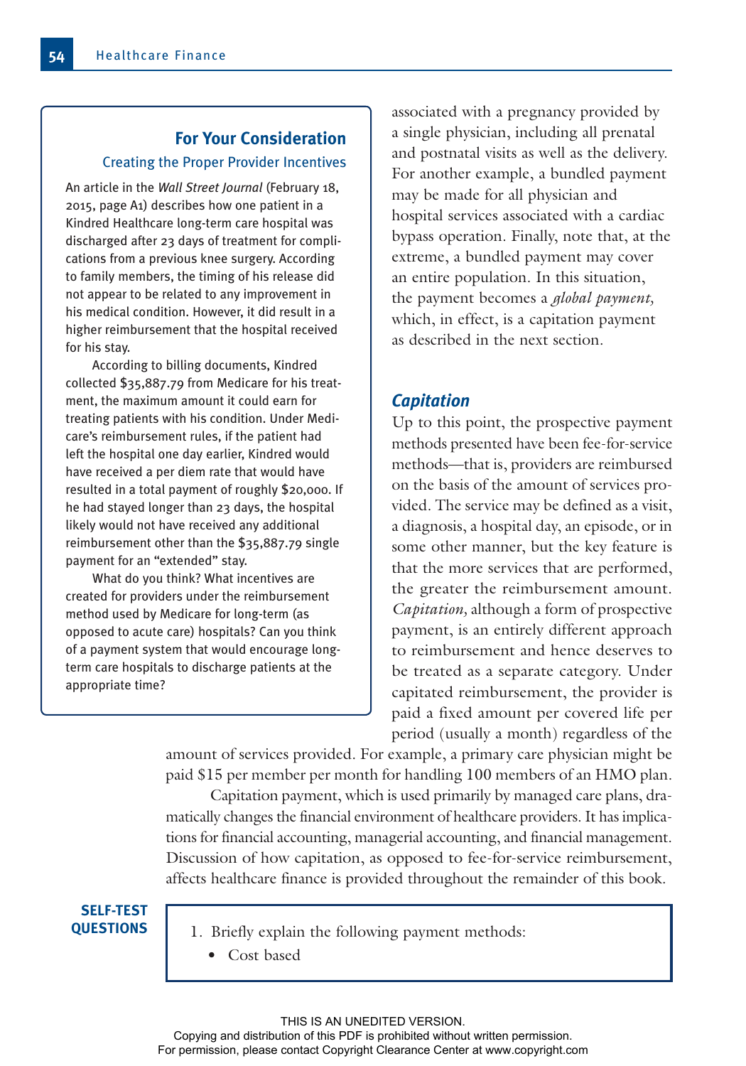associated with a pregnancy provided by a single physician, including all prenatal and postnatal visits as well as the delivery. For another example, a bundled payment may be made for all physician and hospital services associated with a cardiac bypass operation. Finally, note that, at the extreme, a bundled payment may cover an entire population. In this situation, the payment becomes a *global payment,* which, in effect, is a capitation payment as described in the next section.

> **For Your Consideration**
>
> **Creating the Proper Provider Incentives**
>
> An article in the *Wall Street Journal* (February 18, 2015, page A1) describes how one patient in a Kindred Healthcare long-term care hospital was discharged after 23 days of treatment for complications from a previous knee surgery. According to family members, the timing of his release did not appear to be related to any improvement in his medical condition. However, it did result in a higher reimbursement that the hospital received for his stay.
>
> According to billing documents, Kindred collected $35,887.79 from Medicare for his treatment, the maximum amount it could earn for treating patients with his condition. Under Medicare's reimbursement rules, if the patient had left the hospital one day earlier, Kindred would have received a per diem rate that would have resulted in a total payment of roughly $20,000. If he had stayed longer than 23 days, the hospital likely would not have received any additional reimbursement other than the $35,887.79 single payment for an "extended" stay.
>
> What do you think? What incentives are created for providers under the reimbursement method used by Medicare for long-term (as opposed to acute care) hospitals? Can you think of a payment system that would encourage long-term care hospitals to discharge patients at the appropriate time?

### *Capitation*

Up to this point, the prospective payment methods presented have been fee-for-service methods—that is, providers are reimbursed on the basis of the amount of services provided. The service may be defined as a visit, a diagnosis, a hospital day, an episode, or in some other manner, but the key feature is that the more services that are performed, the greater the reimbursement amount. *Capitation,* although a form of prospective payment, is an entirely different approach to reimbursement and hence deserves to be treated as a separate category. Under capitated reimbursement, the provider is paid a fixed amount per covered life per period (usually a month) regardless of the amount of services provided. For example, a primary care physician might be paid $15 per member per month for handling 100 members of an HMO plan.

Capitation payment, which is used primarily by managed care plans, dramatically changes the financial environment of healthcare providers. It has implications for financial accounting, managerial accounting, and financial management. Discussion of how capitation, as opposed to fee-for-service reimbursement, affects healthcare finance is provided throughout the remainder of this book.

**SELF-TEST QUESTIONS**

1. Briefly explain the following payment methods:
    - Cost based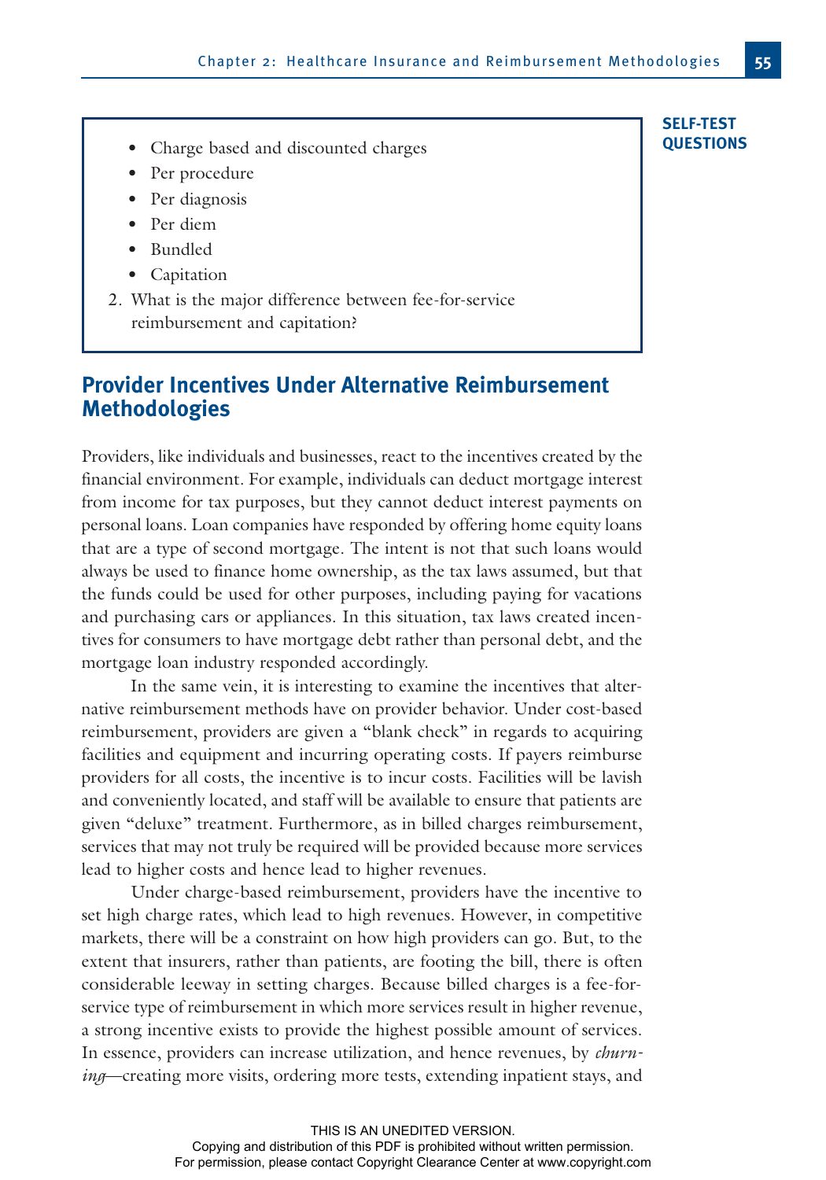**SELF-TEST QUESTIONS**

- Charge based and discounted charges
- Per procedure
- Per diagnosis
- Per diem
- Bundled
- Capitation

2. What is the major difference between fee-for-service reimbursement and capitation?

## Provider Incentives Under Alternative Reimbursement Methodologies

Providers, like individuals and businesses, react to the incentives created by the financial environment. For example, individuals can deduct mortgage interest from income for tax purposes, but they cannot deduct interest payments on personal loans. Loan companies have responded by offering home equity loans that are a type of second mortgage. The intent is not that such loans would always be used to finance home ownership, as the tax laws assumed, but that the funds could be used for other purposes, including paying for vacations and purchasing cars or appliances. In this situation, tax laws created incentives for consumers to have mortgage debt rather than personal debt, and the mortgage loan industry responded accordingly.

In the same vein, it is interesting to examine the incentives that alternative reimbursement methods have on provider behavior. Under cost-based reimbursement, providers are given a "blank check" in regards to acquiring facilities and equipment and incurring operating costs. If payers reimburse providers for all costs, the incentive is to incur costs. Facilities will be lavish and conveniently located, and staff will be available to ensure that patients are given "deluxe" treatment. Furthermore, as in billed charges reimbursement, services that may not truly be required will be provided because more services lead to higher costs and hence lead to higher revenues.

Under charge-based reimbursement, providers have the incentive to set high charge rates, which lead to high revenues. However, in competitive markets, there will be a constraint on how high providers can go. But, to the extent that insurers, rather than patients, are footing the bill, there is often considerable leeway in setting charges. Because billed charges is a fee-for-service type of reimbursement in which more services result in higher revenue, a strong incentive exists to provide the highest possible amount of services. In essence, providers can increase utilization, and hence revenues, by *churning*—creating more visits, ordering more tests, extending inpatient stays, and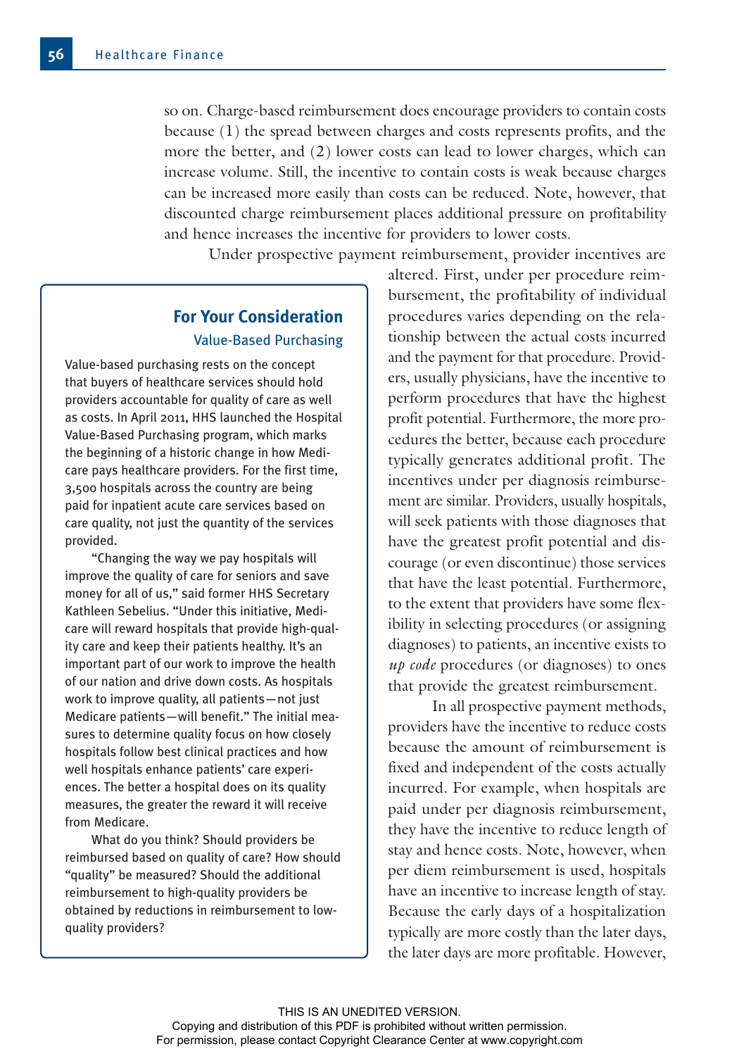so on. Charge-based reimbursement does encourage providers to contain costs because (1) the spread between charges and costs represents profits, and the more the better, and (2) lower costs can lead to lower charges, which can increase volume. Still, the incentive to contain costs is weak because charges can be increased more easily than costs can be reduced. Note, however, that discounted charge reimbursement places additional pressure on profitability and hence increases the incentive for providers to lower costs.

Under prospective payment reimbursement, provider incentives are altered. First, under per procedure reimbursement, the profitability of individual procedures varies depending on the relationship between the actual costs incurred and the payment for that procedure. Providers, usually physicians, have the incentive to perform procedures that have the highest profit potential. Furthermore, the more procedures the better, because each procedure typically generates additional profit. The incentives under per diagnosis reimbursement are similar. Providers, usually hospitals, will seek patients with those diagnoses that have the greatest profit potential and discourage (or even discontinue) those services that have the least potential. Furthermore, to the extent that providers have some flexibility in selecting procedures (or assigning diagnoses) to patients, an incentive exists to *up code* procedures (or diagnoses) to ones that provide the greatest reimbursement.

In all prospective payment methods, providers have the incentive to reduce costs because the amount of reimbursement is fixed and independent of the costs actually incurred. For example, when hospitals are paid under per diagnosis reimbursement, they have the incentive to reduce length of stay and hence costs. Note, however, when per diem reimbursement is used, hospitals have an incentive to increase length of stay. Because the early days of a hospitalization typically are more costly than the later days, the later days are more profitable. However,

> ### For Your Consideration
> #### Value-Based Purchasing
>
> Value-based purchasing rests on the concept that buyers of healthcare services should hold providers accountable for quality of care as well as costs. In April 2011, HHS launched the Hospital Value-Based Purchasing program, which marks the beginning of a historic change in how Medicare pays healthcare providers. For the first time, 3,500 hospitals across the country are being paid for inpatient acute care services based on care quality, not just the quantity of the services provided.
>
> "Changing the way we pay hospitals will improve the quality of care for seniors and save money for all of us," said former HHS Secretary Kathleen Sebelius. "Under this initiative, Medicare will reward hospitals that provide high-quality care and keep their patients healthy. It's an important part of our work to improve the health of our nation and drive down costs. As hospitals work to improve quality, all patients—not just Medicare patients—will benefit." The initial measures to determine quality focus on how closely hospitals follow best clinical practices and how well hospitals enhance patients' care experiences. The better a hospital does on its quality measures, the greater the reward it will receive from Medicare.
>
> What do you think? Should providers be reimbursed based on quality of care? How should "quality" be measured? Should the additional reimbursement to high-quality providers be obtained by reductions in reimbursement to low-quality providers?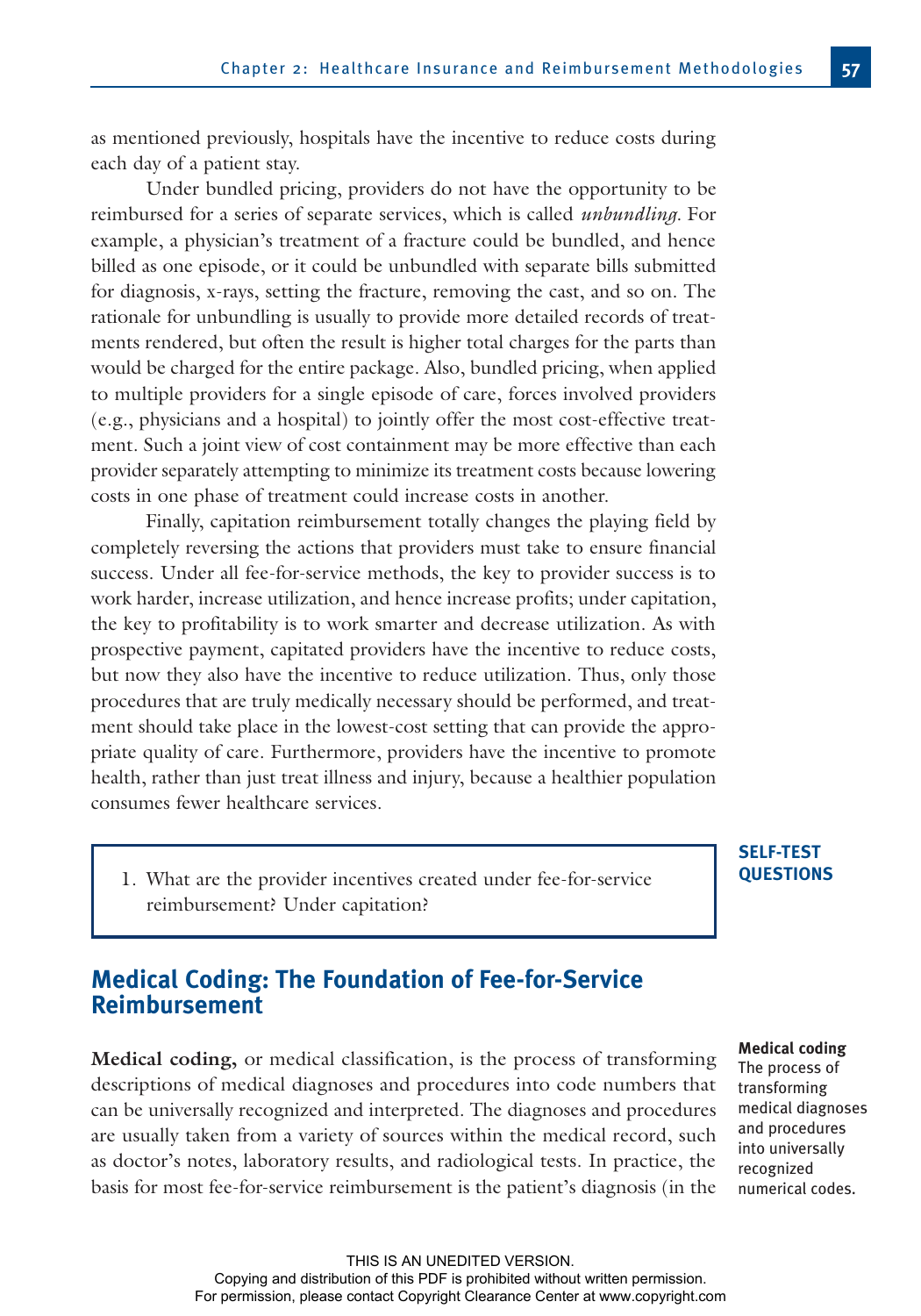as mentioned previously, hospitals have the incentive to reduce costs during each day of a patient stay.

Under bundled pricing, providers do not have the opportunity to be reimbursed for a series of separate services, which is called *unbundling*. For example, a physician's treatment of a fracture could be bundled, and hence billed as one episode, or it could be unbundled with separate bills submitted for diagnosis, x-rays, setting the fracture, removing the cast, and so on. The rationale for unbundling is usually to provide more detailed records of treatments rendered, but often the result is higher total charges for the parts than would be charged for the entire package. Also, bundled pricing, when applied to multiple providers for a single episode of care, forces involved providers (e.g., physicians and a hospital) to jointly offer the most cost-effective treatment. Such a joint view of cost containment may be more effective than each provider separately attempting to minimize its treatment costs because lowering costs in one phase of treatment could increase costs in another.

Finally, capitation reimbursement totally changes the playing field by completely reversing the actions that providers must take to ensure financial success. Under all fee-for-service methods, the key to provider success is to work harder, increase utilization, and hence increase profits; under capitation, the key to profitability is to work smarter and decrease utilization. As with prospective payment, capitated providers have the incentive to reduce costs, but now they also have the incentive to reduce utilization. Thus, only those procedures that are truly medically necessary should be performed, and treatment should take place in the lowest-cost setting that can provide the appropriate quality of care. Furthermore, providers have the incentive to promote health, rather than just treat illness and injury, because a healthier population consumes fewer healthcare services.

**SELF-TEST QUESTIONS**

1. What are the provider incentives created under fee-for-service reimbursement? Under capitation?

## Medical Coding: The Foundation of Fee-for-Service Reimbursement

**Medical coding** The process of transforming medical diagnoses and procedures into universally recognized numerical codes.

**Medical coding,** or medical classification, is the process of transforming descriptions of medical diagnoses and procedures into code numbers that can be universally recognized and interpreted. The diagnoses and procedures are usually taken from a variety of sources within the medical record, such as doctor's notes, laboratory results, and radiological tests. In practice, the basis for most fee-for-service reimbursement is the patient's diagnosis (in the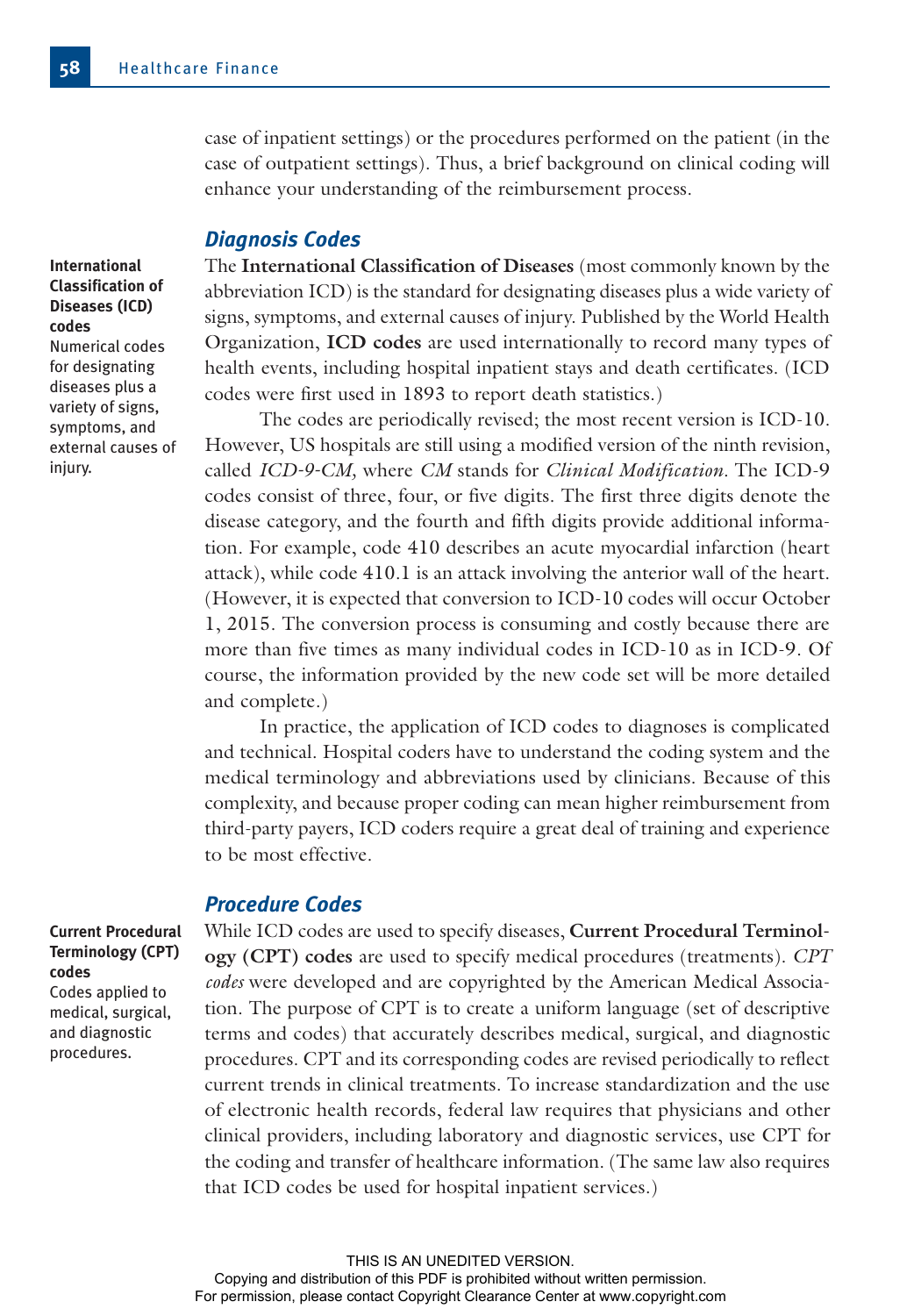case of inpatient settings) or the procedures performed on the patient (in the case of outpatient settings). Thus, a brief background on clinical coding will enhance your understanding of the reimbursement process.

### *Diagnosis Codes*

**International Classification of Diseases (ICD) codes**
Numerical codes for designating diseases plus a variety of signs, symptoms, and external causes of injury.

The **International Classification of Diseases** (most commonly known by the abbreviation ICD) is the standard for designating diseases plus a wide variety of signs, symptoms, and external causes of injury. Published by the World Health Organization, **ICD codes** are used internationally to record many types of health events, including hospital inpatient stays and death certificates. (ICD codes were first used in 1893 to report death statistics.)

The codes are periodically revised; the most recent version is ICD-10. However, US hospitals are still using a modified version of the ninth revision, called *ICD-9-CM,* where *CM* stands for *Clinical Modification*. The ICD-9 codes consist of three, four, or five digits. The first three digits denote the disease category, and the fourth and fifth digits provide additional information. For example, code 410 describes an acute myocardial infarction (heart attack), while code 410.1 is an attack involving the anterior wall of the heart. (However, it is expected that conversion to ICD-10 codes will occur October 1, 2015. The conversion process is consuming and costly because there are more than five times as many individual codes in ICD-10 as in ICD-9. Of course, the information provided by the new code set will be more detailed and complete.)

In practice, the application of ICD codes to diagnoses is complicated and technical. Hospital coders have to understand the coding system and the medical terminology and abbreviations used by clinicians. Because of this complexity, and because proper coding can mean higher reimbursement from third-party payers, ICD coders require a great deal of training and experience to be most effective.

### *Procedure Codes*

**Current Procedural Terminology (CPT) codes**
Codes applied to medical, surgical, and diagnostic procedures.

While ICD codes are used to specify diseases, **Current Procedural Terminology (CPT) codes** are used to specify medical procedures (treatments). *CPT codes* were developed and are copyrighted by the American Medical Association. The purpose of CPT is to create a uniform language (set of descriptive terms and codes) that accurately describes medical, surgical, and diagnostic procedures. CPT and its corresponding codes are revised periodically to reflect current trends in clinical treatments. To increase standardization and the use of electronic health records, federal law requires that physicians and other clinical providers, including laboratory and diagnostic services, use CPT for the coding and transfer of healthcare information. (The same law also requires that ICD codes be used for hospital inpatient services.)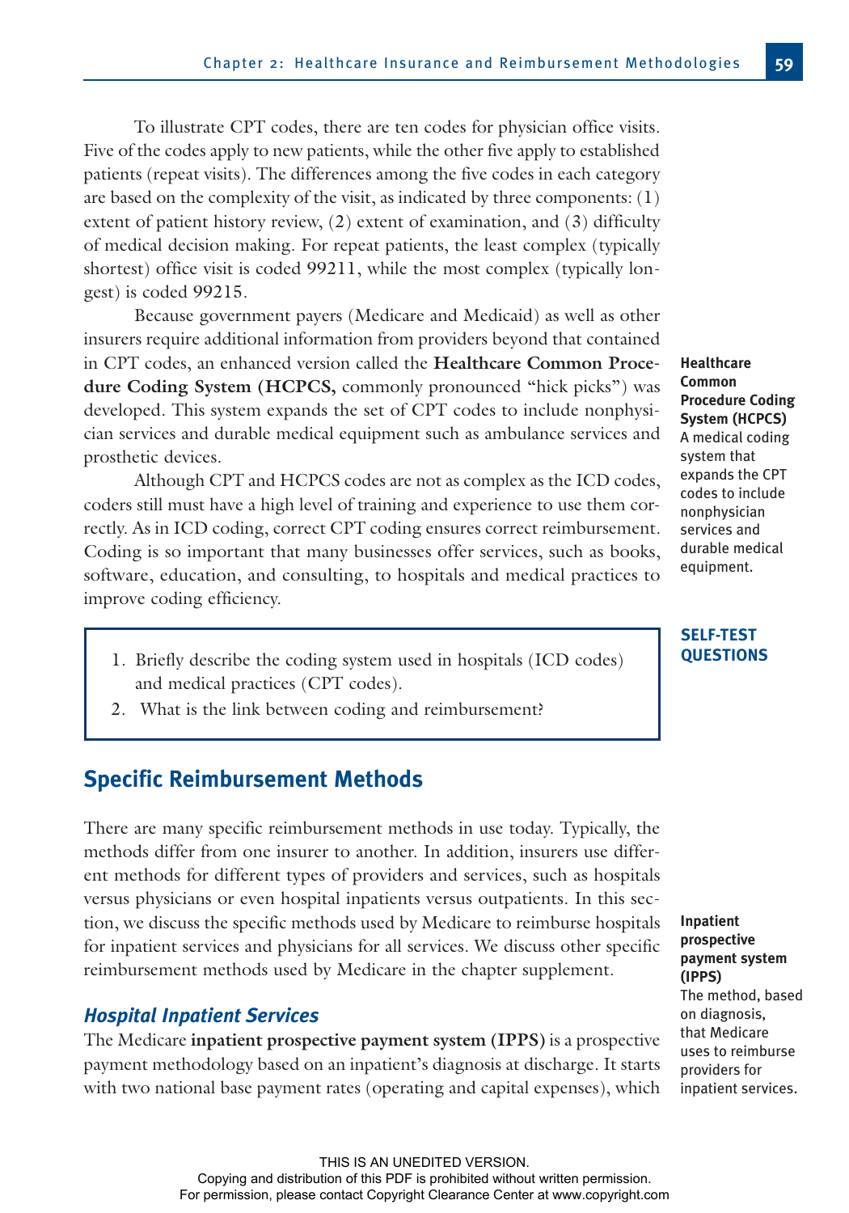To illustrate CPT codes, there are ten codes for physician office visits. Five of the codes apply to new patients, while the other five apply to established patients (repeat visits). The differences among the five codes in each category are based on the complexity of the visit, as indicated by three components: (1) extent of patient history review, (2) extent of examination, and (3) difficulty of medical decision making. For repeat patients, the least complex (typically shortest) office visit is coded 99211, while the most complex (typically longest) is coded 99215.

Because government payers (Medicare and Medicaid) as well as other insurers require additional information from providers beyond that contained in CPT codes, an enhanced version called the **Healthcare Common Procedure Coding System (HCPCS,** commonly pronounced "hick picks") was developed. This system expands the set of CPT codes to include nonphysician services and durable medical equipment such as ambulance services and prosthetic devices.

**Healthcare Common Procedure Coding System (HCPCS)**
A medical coding system that expands the CPT codes to include nonphysician services and durable medical equipment.

Although CPT and HCPCS codes are not as complex as the ICD codes, coders still must have a high level of training and experience to use them correctly. As in ICD coding, correct CPT coding ensures correct reimbursement. Coding is so important that many businesses offer services, such as books, software, education, and consulting, to hospitals and medical practices to improve coding efficiency.

**SELF-TEST QUESTIONS**

1. Briefly describe the coding system used in hospitals (ICD codes) and medical practices (CPT codes).
2. What is the link between coding and reimbursement?

## Specific Reimbursement Methods

There are many specific reimbursement methods in use today. Typically, the methods differ from one insurer to another. In addition, insurers use different methods for different types of providers and services, such as hospitals versus physicians or even hospital inpatients versus outpatients. In this section, we discuss the specific methods used by Medicare to reimburse hospitals for inpatient services and physicians for all services. We discuss other specific reimbursement methods used by Medicare in the chapter supplement.

**Inpatient prospective payment system (IPPS)**
The method, based on diagnosis, that Medicare uses to reimburse providers for inpatient services.

### *Hospital Inpatient Services*

The Medicare **inpatient prospective payment system (IPPS)** is a prospective payment methodology based on an inpatient's diagnosis at discharge. It starts with two national base payment rates (operating and capital expenses), which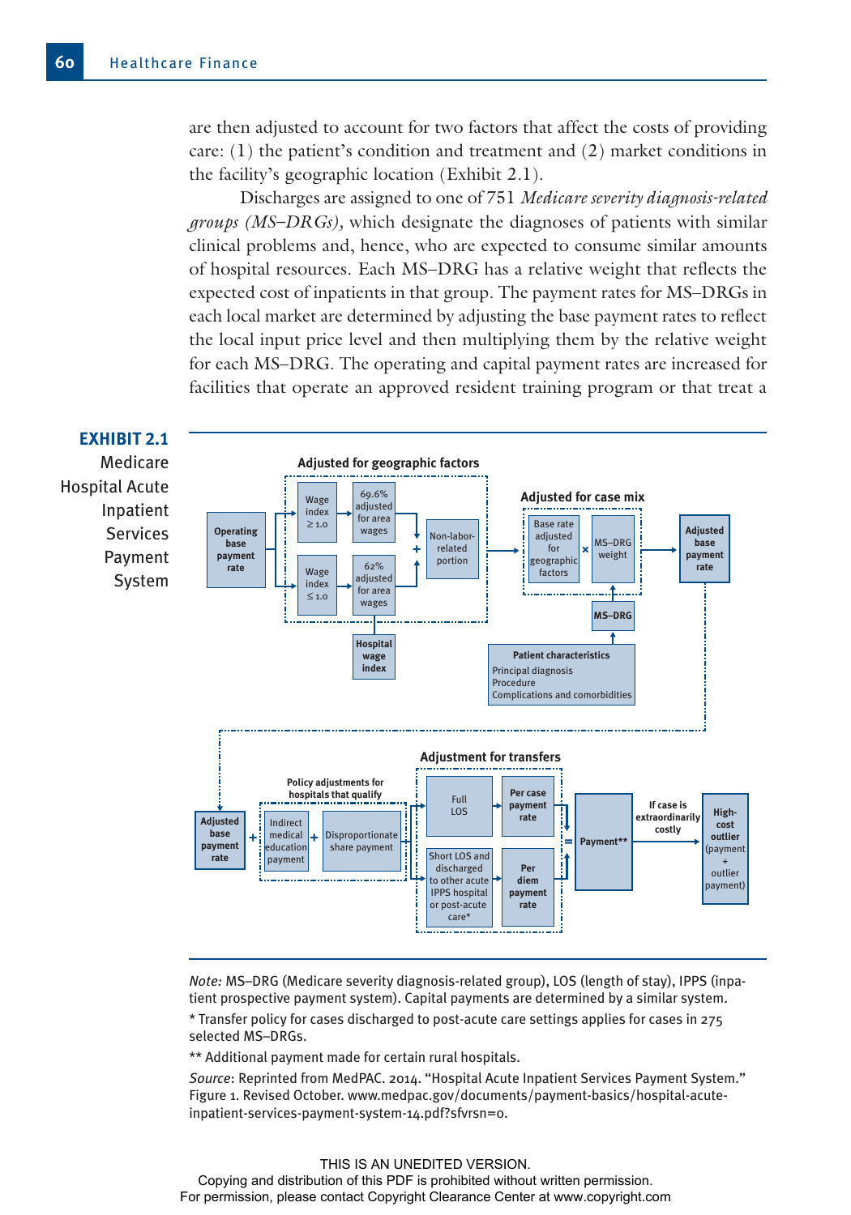are then adjusted to account for two factors that affect the costs of providing care: (1) the patient's condition and treatment and (2) market conditions in the facility's geographic location (Exhibit 2.1).

Discharges are assigned to one of 751 *Medicare severity diagnosis-related groups (MS–DRGs),* which designate the diagnoses of patients with similar clinical problems and, hence, who are expected to consume similar amounts of hospital resources. Each MS–DRG has a relative weight that reflects the expected cost of inpatients in that group. The payment rates for MS–DRGs in each local market are determined by adjusting the base payment rates to reflect the local input price level and then multiplying them by the relative weight for each MS–DRG. The operating and capital payment rates are increased for facilities that operate an approved resident training program or that treat a

**EXHIBIT 2.1**
Medicare Hospital Acute Inpatient Services Payment System

Adjusted for geographic factors: Operating base payment rate → Wage index ≥ 1.0 → 69.6% adjusted for area wages; Wage index ≤ 1.0 → 62% adjusted for area wages; (Hospital wage index) + Non-labor-related portion

Adjusted for case mix: Base rate adjusted for geographic factors × MS–DRG weight (MS–DRG ← Patient characteristics: Principal diagnosis, Procedure, Complications and comorbidities) → Adjusted base payment rate

Adjusted base payment rate + Policy adjustments for hospitals that qualify (Indirect medical education payment; Disproportionate share payment)

Adjustment for transfers: Full LOS → Per case payment rate; Short LOS and discharged to other acute IPPS hospital or post-acute care* → Per diem payment rate

= Payment** → If case is extraordinarily costly → High-cost outlier (payment + outlier payment)

*Note:* MS–DRG (Medicare severity diagnosis-related group), LOS (length of stay), IPPS (inpatient prospective payment system). Capital payments are determined by a similar system.

\* Transfer policy for cases discharged to post-acute care settings applies for cases in 275 selected MS–DRGs.

\*\* Additional payment made for certain rural hospitals.

*Source*: Reprinted from MedPAC. 2014. "Hospital Acute Inpatient Services Payment System." Figure 1. Revised October. www.medpac.gov/documents/payment-basics/hospital-acute-inpatient-services-payment-system-14.pdf?sfvrsn=0.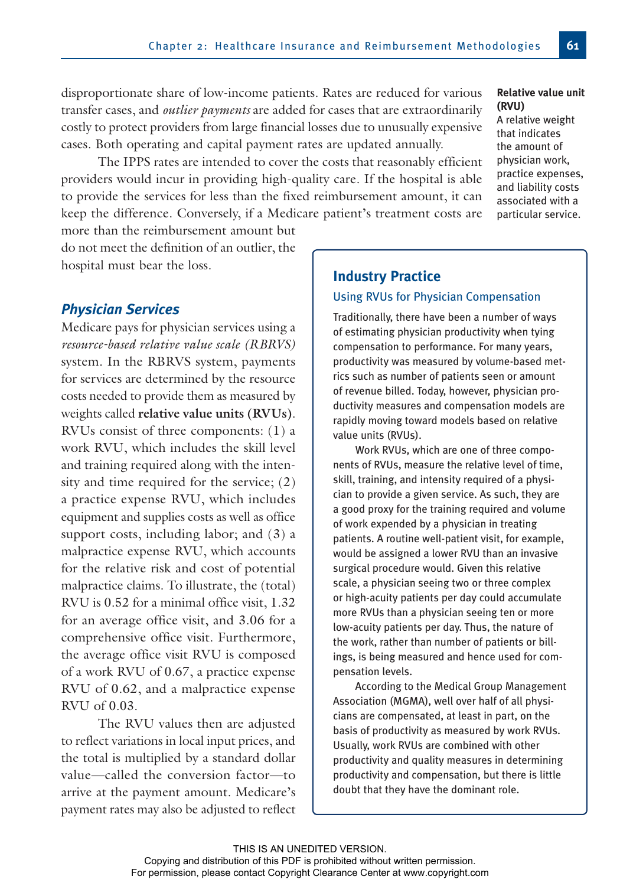disproportionate share of low-income patients. Rates are reduced for various transfer cases, and *outlier payments* are added for cases that are extraordinarily costly to protect providers from large financial losses due to unusually expensive cases. Both operating and capital payment rates are updated annually.

The IPPS rates are intended to cover the costs that reasonably efficient providers would incur in providing high-quality care. If the hospital is able to provide the services for less than the fixed reimbursement amount, it can keep the difference. Conversely, if a Medicare patient's treatment costs are more than the reimbursement amount but do not meet the definition of an outlier, the hospital must bear the loss.

**Relative value unit (RVU)**
A relative weight that indicates the amount of physician work, practice expenses, and liability costs associated with a particular service.

### *Physician Services*

Medicare pays for physician services using a *resource-based relative value scale (RBRVS)* system. In the RBRVS system, payments for services are determined by the resource costs needed to provide them as measured by weights called **relative value units (RVUs)**. RVUs consist of three components: (1) a work RVU, which includes the skill level and training required along with the intensity and time required for the service; (2) a practice expense RVU, which includes equipment and supplies costs as well as office support costs, including labor; and (3) a malpractice expense RVU, which accounts for the relative risk and cost of potential malpractice claims. To illustrate, the (total) RVU is 0.52 for a minimal office visit, 1.32 for an average office visit, and 3.06 for a comprehensive office visit. Furthermore, the average office visit RVU is composed of a work RVU of 0.67, a practice expense RVU of 0.62, and a malpractice expense RVU of 0.03.

The RVU values then are adjusted to reflect variations in local input prices, and the total is multiplied by a standard dollar value—called the conversion factor—to arrive at the payment amount. Medicare's payment rates may also be adjusted to reflect

## Industry Practice

### Using RVUs for Physician Compensation

Traditionally, there have been a number of ways of estimating physician productivity when tying compensation to performance. For many years, productivity was measured by volume-based metrics such as number of patients seen or amount of revenue billed. Today, however, physician productivity measures and compensation models are rapidly moving toward models based on relative value units (RVUs).

Work RVUs, which are one of three components of RVUs, measure the relative level of time, skill, training, and intensity required of a physician to provide a given service. As such, they are a good proxy for the training required and volume of work expended by a physician in treating patients. A routine well-patient visit, for example, would be assigned a lower RVU than an invasive surgical procedure would. Given this relative scale, a physician seeing two or three complex or high-acuity patients per day could accumulate more RVUs than a physician seeing ten or more low-acuity patients per day. Thus, the nature of the work, rather than number of patients or billings, is being measured and hence used for compensation levels.

According to the Medical Group Management Association (MGMA), well over half of all physicians are compensated, at least in part, on the basis of productivity as measured by work RVUs. Usually, work RVUs are combined with other productivity and quality measures in determining productivity and compensation, but there is little doubt that they have the dominant role.

THIS IS AN UNEDITED VERSION.
Copying and distribution of this PDF is prohibited without written permission.
For permission, please contact Copyright Clearance Center at www.copyright.com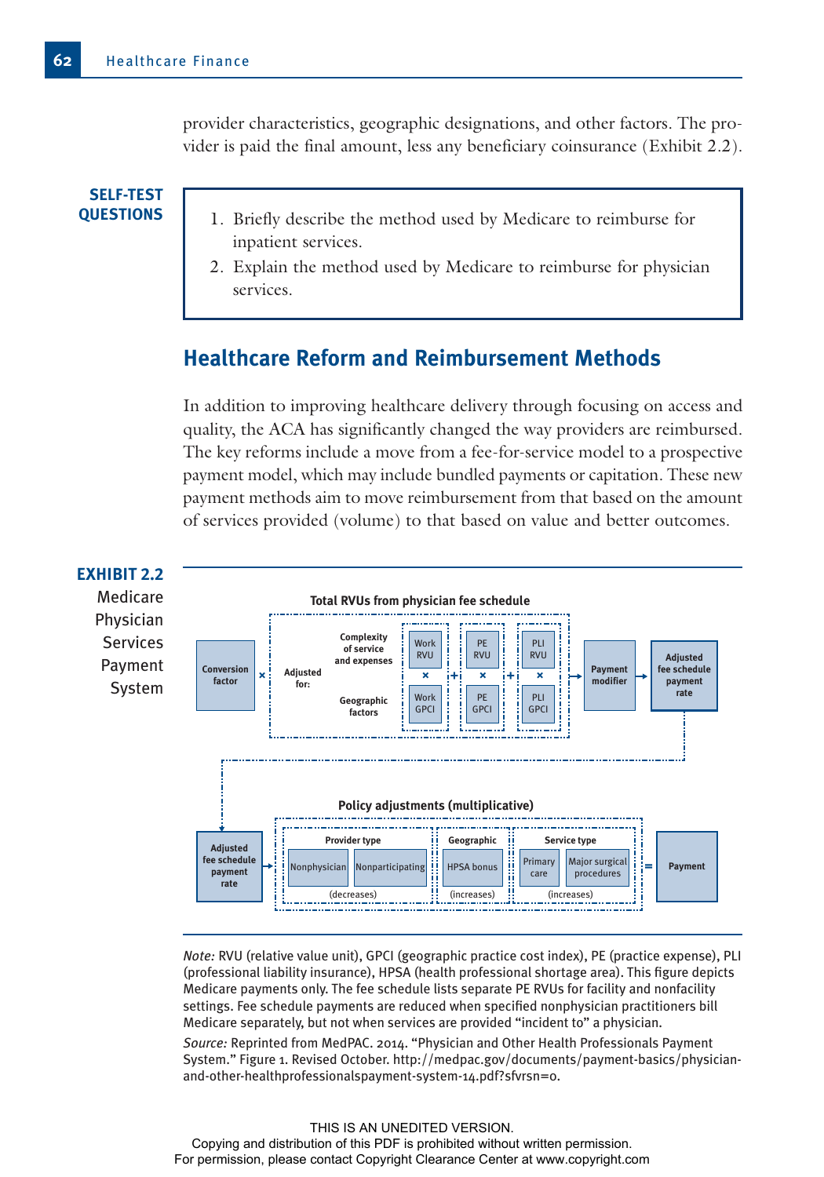provider characteristics, geographic designations, and other factors. The provider is paid the final amount, less any beneficiary coinsurance (Exhibit 2.2).

**SELF-TEST QUESTIONS**

1. Briefly describe the method used by Medicare to reimburse for inpatient services.
2. Explain the method used by Medicare to reimburse for physician services.

## Healthcare Reform and Reimbursement Methods

In addition to improving healthcare delivery through focusing on access and quality, the ACA has significantly changed the way providers are reimbursed. The key reforms include a move from a fee-for-service model to a prospective payment model, which may include bundled payments or capitation. These new payment methods aim to move reimbursement from that based on the amount of services provided (volume) to that based on value and better outcomes.

**EXHIBIT 2.2**
Medicare Physician Services Payment System

Total RVUs from physician fee schedule

Conversion factor × [Adjusted for: Complexity of service and expenses / Geographic factors: (Work RVU × Work GPCI) + (PE RVU × PE GPCI) + (PLI RVU × PLI GPCI)] → Payment modifier → Adjusted fee schedule payment rate

Policy adjustments (multiplicative)

Adjusted fee schedule payment rate → [Provider type: Nonphysician, Nonparticipating (decreases); Geographic: HPSA bonus (increases); Service type: Primary care, Major surgical procedures (increases)] = Payment

*Note:* RVU (relative value unit), GPCI (geographic practice cost index), PE (practice expense), PLI (professional liability insurance), HPSA (health professional shortage area). This figure depicts Medicare payments only. The fee schedule lists separate PE RVUs for facility and nonfacility settings. Fee schedule payments are reduced when specified nonphysician practitioners bill Medicare separately, but not when services are provided "incident to" a physician.

*Source:* Reprinted from MedPAC. 2014. "Physician and Other Health Professionals Payment System." Figure 1. Revised October. http://medpac.gov/documents/payment-basics/physician-and-other-healthprofessionalspayment-system-14.pdf?sfvrsn=0.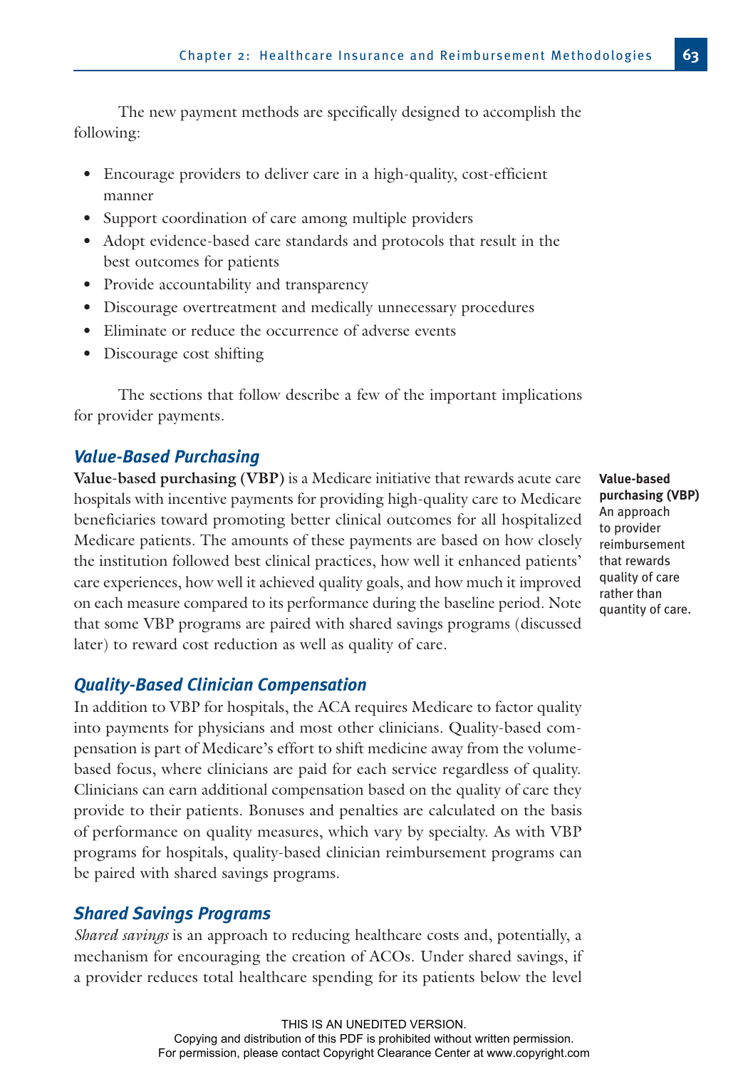The new payment methods are specifically designed to accomplish the following:

- Encourage providers to deliver care in a high-quality, cost-efficient manner
- Support coordination of care among multiple providers
- Adopt evidence-based care standards and protocols that result in the best outcomes for patients
- Provide accountability and transparency
- Discourage overtreatment and medically unnecessary procedures
- Eliminate or reduce the occurrence of adverse events
- Discourage cost shifting

The sections that follow describe a few of the important implications for provider payments.

### *Value-Based Purchasing*

**Value-based purchasing (VBP)** is a Medicare initiative that rewards acute care hospitals with incentive payments for providing high-quality care to Medicare beneficiaries toward promoting better clinical outcomes for all hospitalized Medicare patients. The amounts of these payments are based on how closely the institution followed best clinical practices, how well it enhanced patients' care experiences, how well it achieved quality goals, and how much it improved on each measure compared to its performance during the baseline period. Note that some VBP programs are paired with shared savings programs (discussed later) to reward cost reduction as well as quality of care.

**Value-based purchasing (VBP)**
An approach to provider reimbursement that rewards quality of care rather than quantity of care.

### *Quality-Based Clinician Compensation*

In addition to VBP for hospitals, the ACA requires Medicare to factor quality into payments for physicians and most other clinicians. Quality-based compensation is part of Medicare's effort to shift medicine away from the volume-based focus, where clinicians are paid for each service regardless of quality. Clinicians can earn additional compensation based on the quality of care they provide to their patients. Bonuses and penalties are calculated on the basis of performance on quality measures, which vary by specialty. As with VBP programs for hospitals, quality-based clinician reimbursement programs can be paired with shared savings programs.

### *Shared Savings Programs*

*Shared savings* is an approach to reducing healthcare costs and, potentially, a mechanism for encouraging the creation of ACOs. Under shared savings, if a provider reduces total healthcare spending for its patients below the level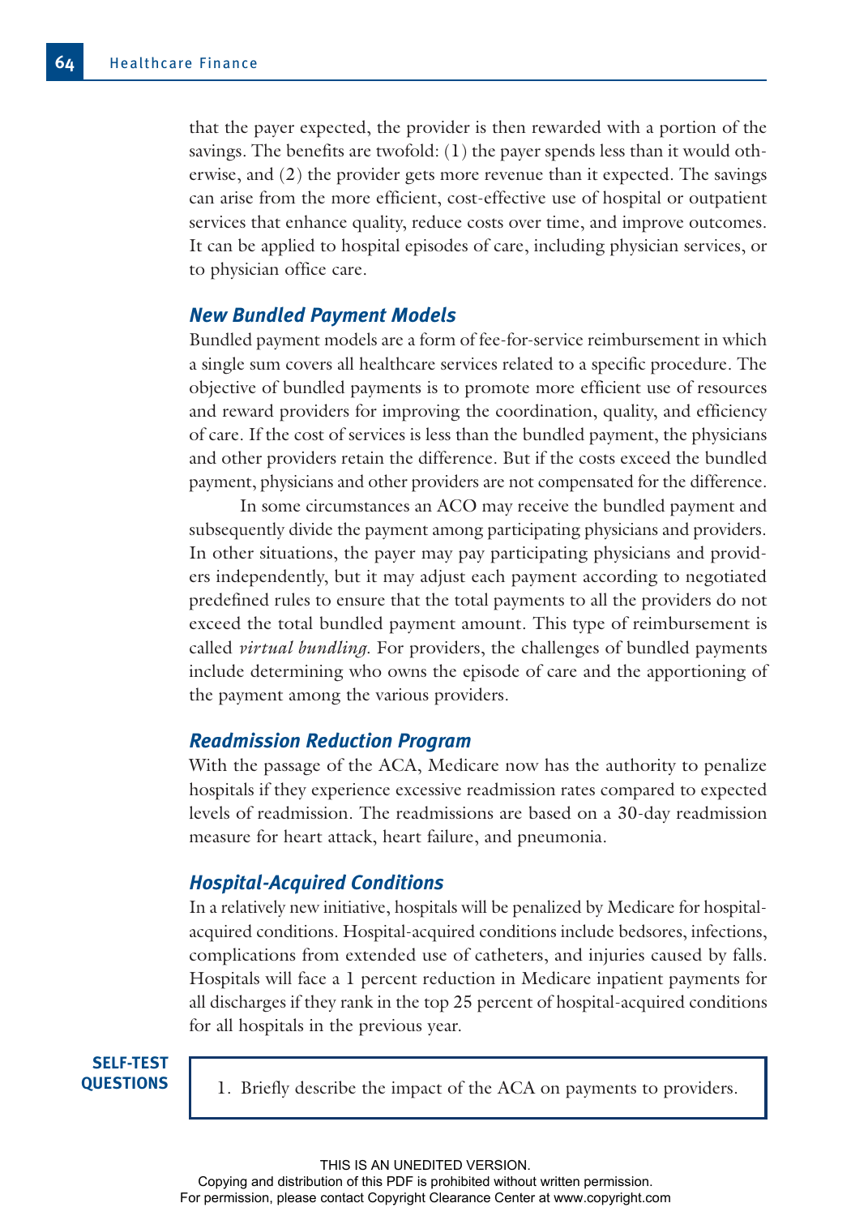that the payer expected, the provider is then rewarded with a portion of the savings. The benefits are twofold: (1) the payer spends less than it would otherwise, and (2) the provider gets more revenue than it expected. The savings can arise from the more efficient, cost-effective use of hospital or outpatient services that enhance quality, reduce costs over time, and improve outcomes. It can be applied to hospital episodes of care, including physician services, or to physician office care.

### *New Bundled Payment Models*

Bundled payment models are a form of fee-for-service reimbursement in which a single sum covers all healthcare services related to a specific procedure. The objective of bundled payments is to promote more efficient use of resources and reward providers for improving the coordination, quality, and efficiency of care. If the cost of services is less than the bundled payment, the physicians and other providers retain the difference. But if the costs exceed the bundled payment, physicians and other providers are not compensated for the difference.

In some circumstances an ACO may receive the bundled payment and subsequently divide the payment among participating physicians and providers. In other situations, the payer may pay participating physicians and providers independently, but it may adjust each payment according to negotiated predefined rules to ensure that the total payments to all the providers do not exceed the total bundled payment amount. This type of reimbursement is called *virtual bundling*. For providers, the challenges of bundled payments include determining who owns the episode of care and the apportioning of the payment among the various providers.

### *Readmission Reduction Program*

With the passage of the ACA, Medicare now has the authority to penalize hospitals if they experience excessive readmission rates compared to expected levels of readmission. The readmissions are based on a 30-day readmission measure for heart attack, heart failure, and pneumonia.

### *Hospital-Acquired Conditions*

In a relatively new initiative, hospitals will be penalized by Medicare for hospital-acquired conditions. Hospital-acquired conditions include bedsores, infections, complications from extended use of catheters, and injuries caused by falls. Hospitals will face a 1 percent reduction in Medicare inpatient payments for all discharges if they rank in the top 25 percent of hospital-acquired conditions for all hospitals in the previous year.

**SELF-TEST QUESTIONS**

1. Briefly describe the impact of the ACA on payments to providers.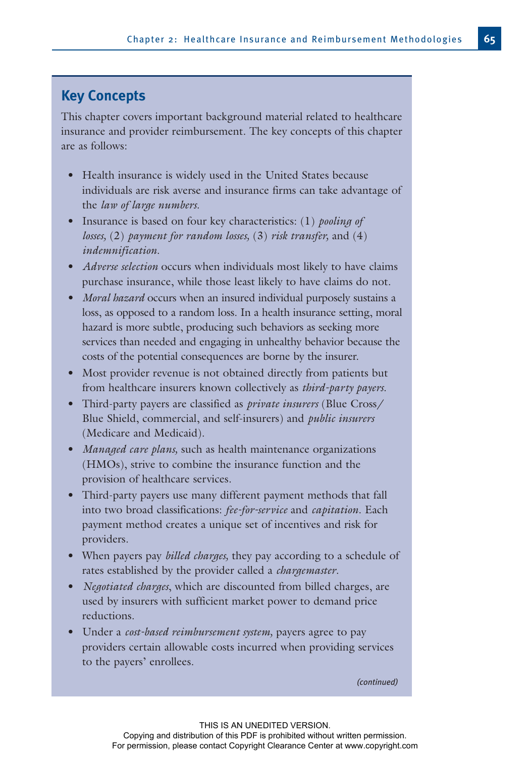## Key Concepts

This chapter covers important background material related to healthcare insurance and provider reimbursement. The key concepts of this chapter are as follows:

- Health insurance is widely used in the United States because individuals are risk averse and insurance firms can take advantage of the *law of large numbers.*
- Insurance is based on four key characteristics: (1) *pooling of losses,* (2) *payment for random losses,* (3) *risk transfer,* and (4) *indemnification.*
- *Adverse selection* occurs when individuals most likely to have claims purchase insurance, while those least likely to have claims do not.
- *Moral hazard* occurs when an insured individual purposely sustains a loss, as opposed to a random loss. In a health insurance setting, moral hazard is more subtle, producing such behaviors as seeking more services than needed and engaging in unhealthy behavior because the costs of the potential consequences are borne by the insurer.
- Most provider revenue is not obtained directly from patients but from healthcare insurers known collectively as *third-party payers.*
- Third-party payers are classified as *private insurers* (Blue Cross/Blue Shield, commercial, and self-insurers) and *public insurers* (Medicare and Medicaid).
- *Managed care plans,* such as health maintenance organizations (HMOs), strive to combine the insurance function and the provision of healthcare services.
- Third-party payers use many different payment methods that fall into two broad classifications: *fee-for-service* and *capitation*. Each payment method creates a unique set of incentives and risk for providers.
- When payers pay *billed charges,* they pay according to a schedule of rates established by the provider called a *chargemaster.*
- *Negotiated charges*, which are discounted from billed charges, are used by insurers with sufficient market power to demand price reductions.
- Under a *cost-based reimbursement system,* payers agree to pay providers certain allowable costs incurred when providing services to the payers' enrollees.

*(continued)*

THIS IS AN UNEDITED VERSION.
Copying and distribution of this PDF is prohibited without written permission.
For permission, please contact Copyright Clearance Center at www.copyright.com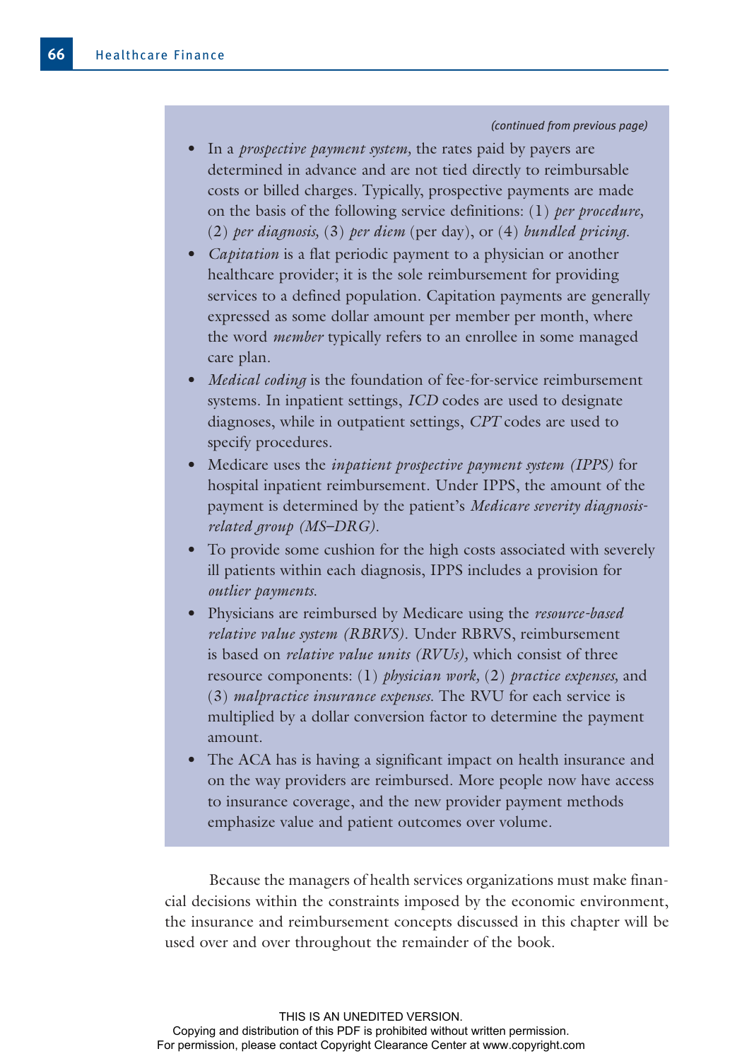*(continued from previous page)*

- In a *prospective payment system,* the rates paid by payers are determined in advance and are not tied directly to reimbursable costs or billed charges. Typically, prospective payments are made on the basis of the following service definitions: (1) *per procedure,* (2) *per diagnosis,* (3) *per diem* (per day), or (4) *bundled pricing.*
- *Capitation* is a flat periodic payment to a physician or another healthcare provider; it is the sole reimbursement for providing services to a defined population. Capitation payments are generally expressed as some dollar amount per member per month, where the word *member* typically refers to an enrollee in some managed care plan.
- *Medical coding* is the foundation of fee-for-service reimbursement systems. In inpatient settings, *ICD* codes are used to designate diagnoses, while in outpatient settings, *CPT* codes are used to specify procedures.
- Medicare uses the *inpatient prospective payment system (IPPS)* for hospital inpatient reimbursement. Under IPPS, the amount of the payment is determined by the patient's *Medicare severity diagnosis-related group (MS–DRG).*
- To provide some cushion for the high costs associated with severely ill patients within each diagnosis, IPPS includes a provision for *outlier payments.*
- Physicians are reimbursed by Medicare using the *resource-based relative value system (RBRVS).* Under RBRVS, reimbursement is based on *relative value units (RVUs),* which consist of three resource components: (1) *physician work,* (2) *practice expenses,* and (3) *malpractice insurance expenses.* The RVU for each service is multiplied by a dollar conversion factor to determine the payment amount.
- The ACA has is having a significant impact on health insurance and on the way providers are reimbursed. More people now have access to insurance coverage, and the new provider payment methods emphasize value and patient outcomes over volume.

Because the managers of health services organizations must make financial decisions within the constraints imposed by the economic environment, the insurance and reimbursement concepts discussed in this chapter will be used over and over throughout the remainder of the book.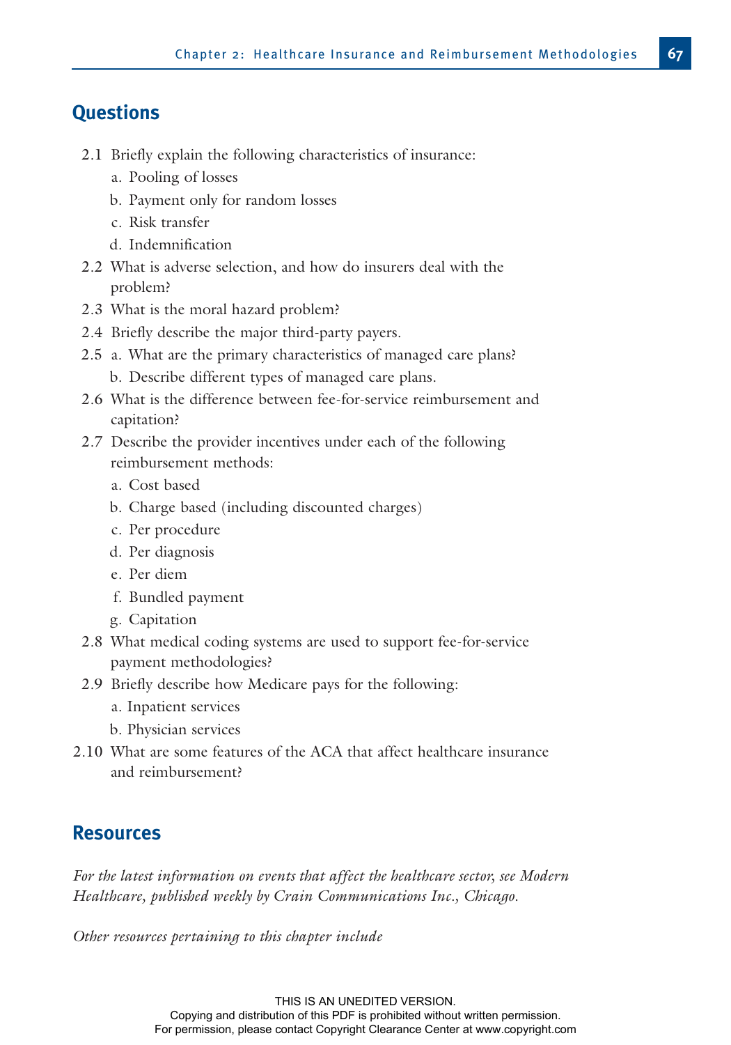## Questions

2.1 Briefly explain the following characteristics of insurance:
  a. Pooling of losses
  b. Payment only for random losses
  c. Risk transfer
  d. Indemnification

2.2 What is adverse selection, and how do insurers deal with the problem?

2.3 What is the moral hazard problem?

2.4 Briefly describe the major third-party payers.

2.5 a. What are the primary characteristics of managed care plans?
  b. Describe different types of managed care plans.

2.6 What is the difference between fee-for-service reimbursement and capitation?

2.7 Describe the provider incentives under each of the following reimbursement methods:
  a. Cost based
  b. Charge based (including discounted charges)
  c. Per procedure
  d. Per diagnosis
  e. Per diem
  f. Bundled payment
  g. Capitation

2.8 What medical coding systems are used to support fee-for-service payment methodologies?

2.9 Briefly describe how Medicare pays for the following:
  a. Inpatient services
  b. Physician services

2.10 What are some features of the ACA that affect healthcare insurance and reimbursement?

## Resources

*For the latest information on events that affect the healthcare sector, see Modern Healthcare, published weekly by Crain Communications Inc., Chicago.*

*Other resources pertaining to this chapter include*

THIS IS AN UNEDITED VERSION.
Copying and distribution of this PDF is prohibited without written permission.
For permission, please contact Copyright Clearance Center at www.copyright.com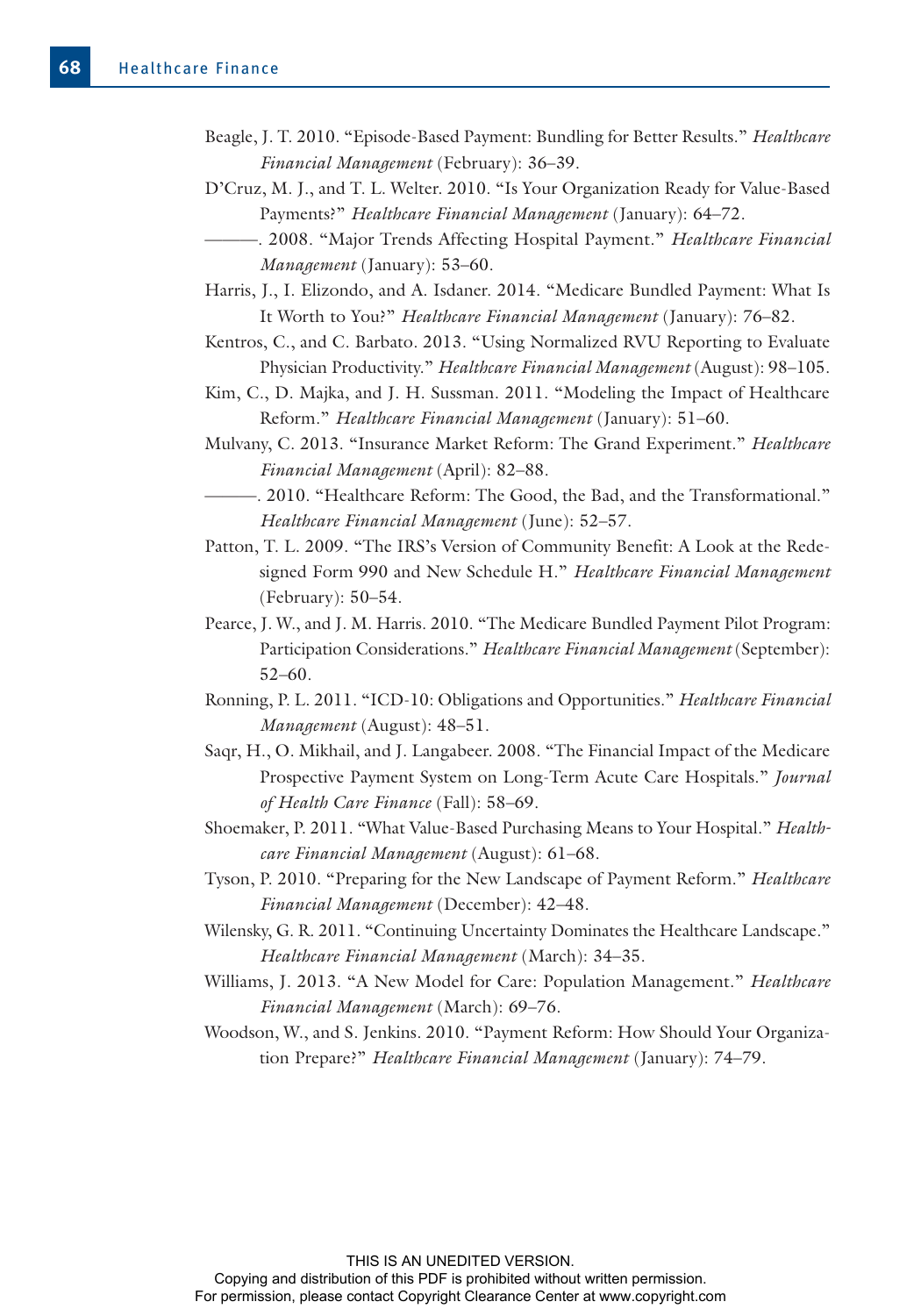Beagle, J. T. 2010. "Episode-Based Payment: Bundling for Better Results." *Healthcare Financial Management* (February): 36–39.

D'Cruz, M. J., and T. L. Welter. 2010. "Is Your Organization Ready for Value-Based Payments?" *Healthcare Financial Management* (January): 64–72.

———. 2008. "Major Trends Affecting Hospital Payment." *Healthcare Financial Management* (January): 53–60.

Harris, J., I. Elizondo, and A. Isdaner. 2014. "Medicare Bundled Payment: What Is It Worth to You?" *Healthcare Financial Management* (January): 76–82.

Kentros, C., and C. Barbato. 2013. "Using Normalized RVU Reporting to Evaluate Physician Productivity." *Healthcare Financial Management* (August): 98–105.

Kim, C., D. Majka, and J. H. Sussman. 2011. "Modeling the Impact of Healthcare Reform." *Healthcare Financial Management* (January): 51–60.

Mulvany, C. 2013. "Insurance Market Reform: The Grand Experiment." *Healthcare Financial Management* (April): 82–88.

———. 2010. "Healthcare Reform: The Good, the Bad, and the Transformational." *Healthcare Financial Management* (June): 52–57.

Patton, T. L. 2009. "The IRS's Version of Community Benefit: A Look at the Redesigned Form 990 and New Schedule H." *Healthcare Financial Management* (February): 50–54.

Pearce, J. W., and J. M. Harris. 2010. "The Medicare Bundled Payment Pilot Program: Participation Considerations." *Healthcare Financial Management* (September): 52–60.

Ronning, P. L. 2011. "ICD-10: Obligations and Opportunities." *Healthcare Financial Management* (August): 48–51.

Saqr, H., O. Mikhail, and J. Langabeer. 2008. "The Financial Impact of the Medicare Prospective Payment System on Long-Term Acute Care Hospitals." *Journal of Health Care Finance* (Fall): 58–69.

Shoemaker, P. 2011. "What Value-Based Purchasing Means to Your Hospital." *Healthcare Financial Management* (August): 61–68.

Tyson, P. 2010. "Preparing for the New Landscape of Payment Reform." *Healthcare Financial Management* (December): 42–48.

Wilensky, G. R. 2011. "Continuing Uncertainty Dominates the Healthcare Landscape." *Healthcare Financial Management* (March): 34–35.

Williams, J. 2013. "A New Model for Care: Population Management." *Healthcare Financial Management* (March): 69–76.

Woodson, W., and S. Jenkins. 2010. "Payment Reform: How Should Your Organization Prepare?" *Healthcare Financial Management* (January): 74–79.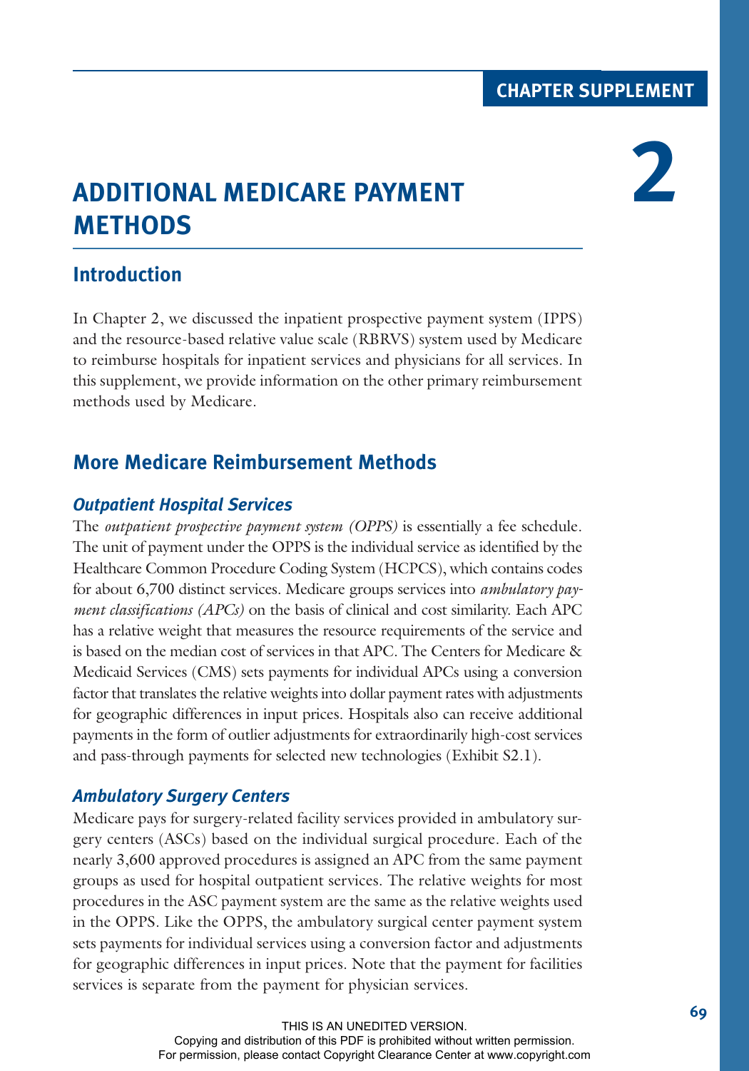CHAPTER SUPPLEMENT

2

# ADDITIONAL MEDICARE PAYMENT METHODS

## Introduction

In Chapter 2, we discussed the inpatient prospective payment system (IPPS) and the resource-based relative value scale (RBRVS) system used by Medicare to reimburse hospitals for inpatient services and physicians for all services. In this supplement, we provide information on the other primary reimbursement methods used by Medicare.

## More Medicare Reimbursement Methods

### *Outpatient Hospital Services*

The *outpatient prospective payment system (OPPS)* is essentially a fee schedule. The unit of payment under the OPPS is the individual service as identified by the Healthcare Common Procedure Coding System (HCPCS), which contains codes for about 6,700 distinct services. Medicare groups services into *ambulatory payment classifications (APCs)* on the basis of clinical and cost similarity. Each APC has a relative weight that measures the resource requirements of the service and is based on the median cost of services in that APC. The Centers for Medicare & Medicaid Services (CMS) sets payments for individual APCs using a conversion factor that translates the relative weights into dollar payment rates with adjustments for geographic differences in input prices. Hospitals also can receive additional payments in the form of outlier adjustments for extraordinarily high-cost services and pass-through payments for selected new technologies (Exhibit S2.1).

### *Ambulatory Surgery Centers*

Medicare pays for surgery-related facility services provided in ambulatory surgery centers (ASCs) based on the individual surgical procedure. Each of the nearly 3,600 approved procedures is assigned an APC from the same payment groups as used for hospital outpatient services. The relative weights for most procedures in the ASC payment system are the same as the relative weights used in the OPPS. Like the OPPS, the ambulatory surgical center payment system sets payments for individual services using a conversion factor and adjustments for geographic differences in input prices. Note that the payment for facilities services is separate from the payment for physician services.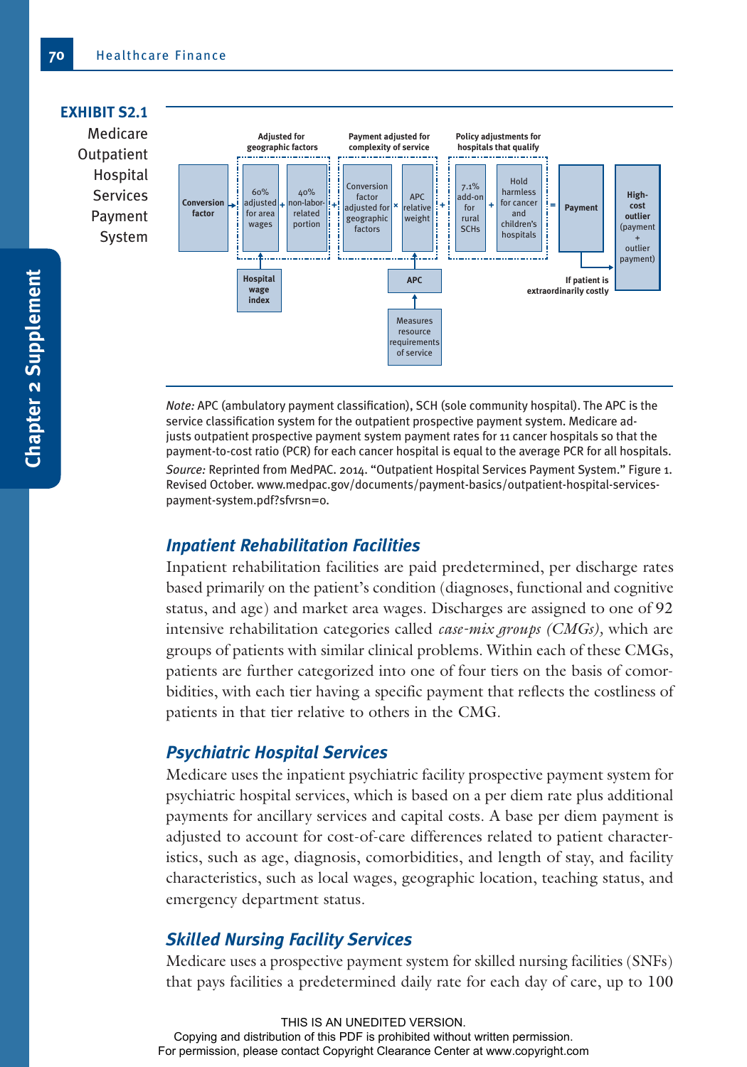**EXHIBIT S2.1**
Medicare Outpatient Hospital Services Payment System

Adjusted for geographic factors | Payment adjusted for complexity of service | Policy adjustments for hospitals that qualify

Conversion factor → [60% adjusted for area wages + 40% non-labor-related portion] + [Conversion factor adjusted for geographic factors × APC relative weight] + [7.1% add-on for rural SCHs + Hold harmless for cancer and children's hospitals] = Payment

Hospital wage index → 60% adjusted for area wages

Measures resource requirements of service → APC → APC relative weight

If patient is extraordinarily costly → High-cost outlier (payment + outlier payment)

*Note:* APC (ambulatory payment classification), SCH (sole community hospital). The APC is the service classification system for the outpatient prospective payment system. Medicare adjusts outpatient prospective payment system payment rates for 11 cancer hospitals so that the payment-to-cost ratio (PCR) for each cancer hospital is equal to the average PCR for all hospitals.

*Source:* Reprinted from MedPAC. 2014. "Outpatient Hospital Services Payment System." Figure 1. Revised October. www.medpac.gov/documents/payment-basics/outpatient-hospital-services-payment-system.pdf?sfvrsn=0.

## Inpatient Rehabilitation Facilities

Inpatient rehabilitation facilities are paid predetermined, per discharge rates based primarily on the patient's condition (diagnoses, functional and cognitive status, and age) and market area wages. Discharges are assigned to one of 92 intensive rehabilitation categories called *case-mix groups (CMGs)*, which are groups of patients with similar clinical problems. Within each of these CMGs, patients are further categorized into one of four tiers on the basis of comorbidities, with each tier having a specific payment that reflects the costliness of patients in that tier relative to others in the CMG.

## Psychiatric Hospital Services

Medicare uses the inpatient psychiatric facility prospective payment system for psychiatric hospital services, which is based on a per diem rate plus additional payments for ancillary services and capital costs. A base per diem payment is adjusted to account for cost-of-care differences related to patient characteristics, such as age, diagnosis, comorbidities, and length of stay, and facility characteristics, such as local wages, geographic location, teaching status, and emergency department status.

## Skilled Nursing Facility Services

Medicare uses a prospective payment system for skilled nursing facilities (SNFs) that pays facilities a predetermined daily rate for each day of care, up to 100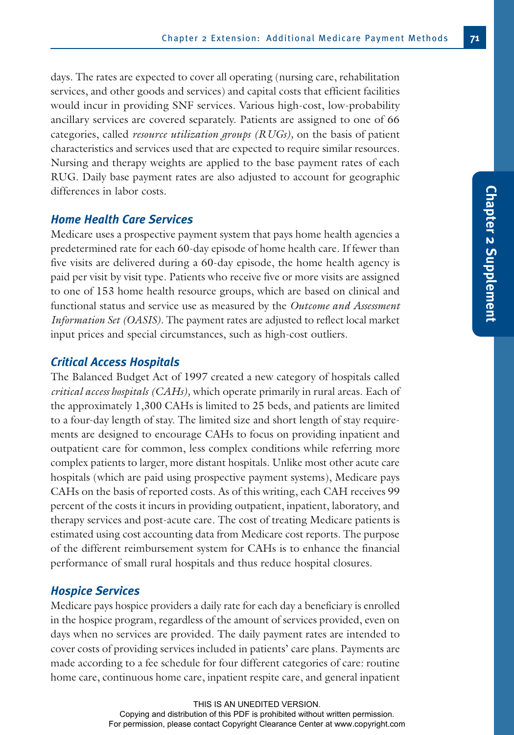days. The rates are expected to cover all operating (nursing care, rehabilitation services, and other goods and services) and capital costs that efficient facilities would incur in providing SNF services. Various high-cost, low-probability ancillary services are covered separately. Patients are assigned to one of 66 categories, called *resource utilization groups (RUGs),* on the basis of patient characteristics and services used that are expected to require similar resources. Nursing and therapy weights are applied to the base payment rates of each RUG. Daily base payment rates are also adjusted to account for geographic differences in labor costs.

### Home Health Care Services

Medicare uses a prospective payment system that pays home health agencies a predetermined rate for each 60-day episode of home health care. If fewer than five visits are delivered during a 60-day episode, the home health agency is paid per visit by visit type. Patients who receive five or more visits are assigned to one of 153 home health resource groups, which are based on clinical and functional status and service use as measured by the *Outcome and Assessment Information Set (OASIS).* The payment rates are adjusted to reflect local market input prices and special circumstances, such as high-cost outliers.

### Critical Access Hospitals

The Balanced Budget Act of 1997 created a new category of hospitals called *critical access hospitals (CAHs),* which operate primarily in rural areas. Each of the approximately 1,300 CAHs is limited to 25 beds, and patients are limited to a four-day length of stay. The limited size and short length of stay requirements are designed to encourage CAHs to focus on providing inpatient and outpatient care for common, less complex conditions while referring more complex patients to larger, more distant hospitals. Unlike most other acute care hospitals (which are paid using prospective payment systems), Medicare pays CAHs on the basis of reported costs. As of this writing, each CAH receives 99 percent of the costs it incurs in providing outpatient, inpatient, laboratory, and therapy services and post-acute care. The cost of treating Medicare patients is estimated using cost accounting data from Medicare cost reports. The purpose of the different reimbursement system for CAHs is to enhance the financial performance of small rural hospitals and thus reduce hospital closures.

### Hospice Services

Medicare pays hospice providers a daily rate for each day a beneficiary is enrolled in the hospice program, regardless of the amount of services provided, even on days when no services are provided. The daily payment rates are intended to cover costs of providing services included in patients' care plans. Payments are made according to a fee schedule for four different categories of care: routine home care, continuous home care, inpatient respite care, and general inpatient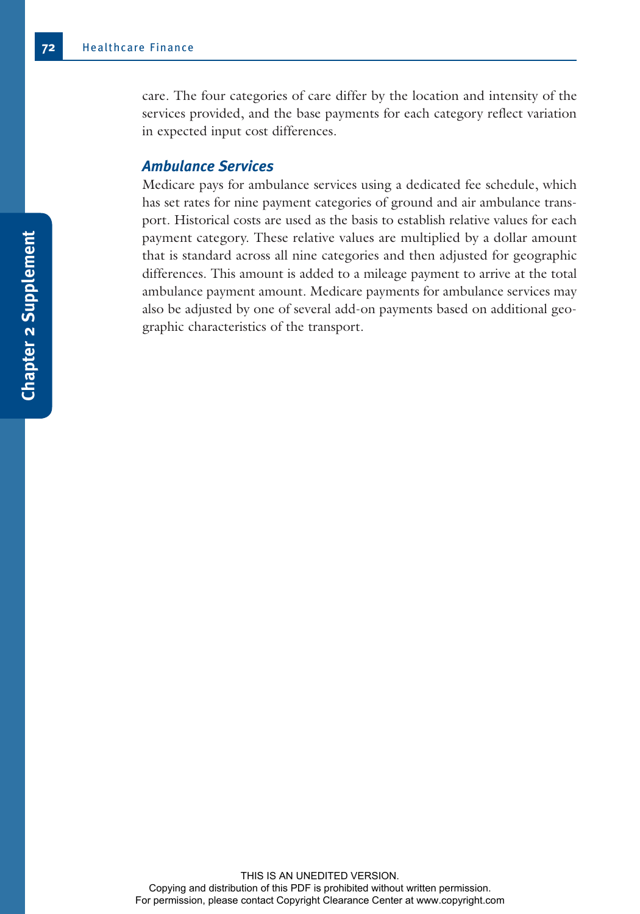care. The four categories of care differ by the location and intensity of the services provided, and the base payments for each category reflect variation in expected input cost differences.

### *Ambulance Services*

Medicare pays for ambulance services using a dedicated fee schedule, which has set rates for nine payment categories of ground and air ambulance transport. Historical costs are used as the basis to establish relative values for each payment category. These relative values are multiplied by a dollar amount that is standard across all nine categories and then adjusted for geographic differences. This amount is added to a mileage payment to arrive at the total ambulance payment amount. Medicare payments for ambulance services may also be adjusted by one of several add-on payments based on additional geographic characteristics of the transport.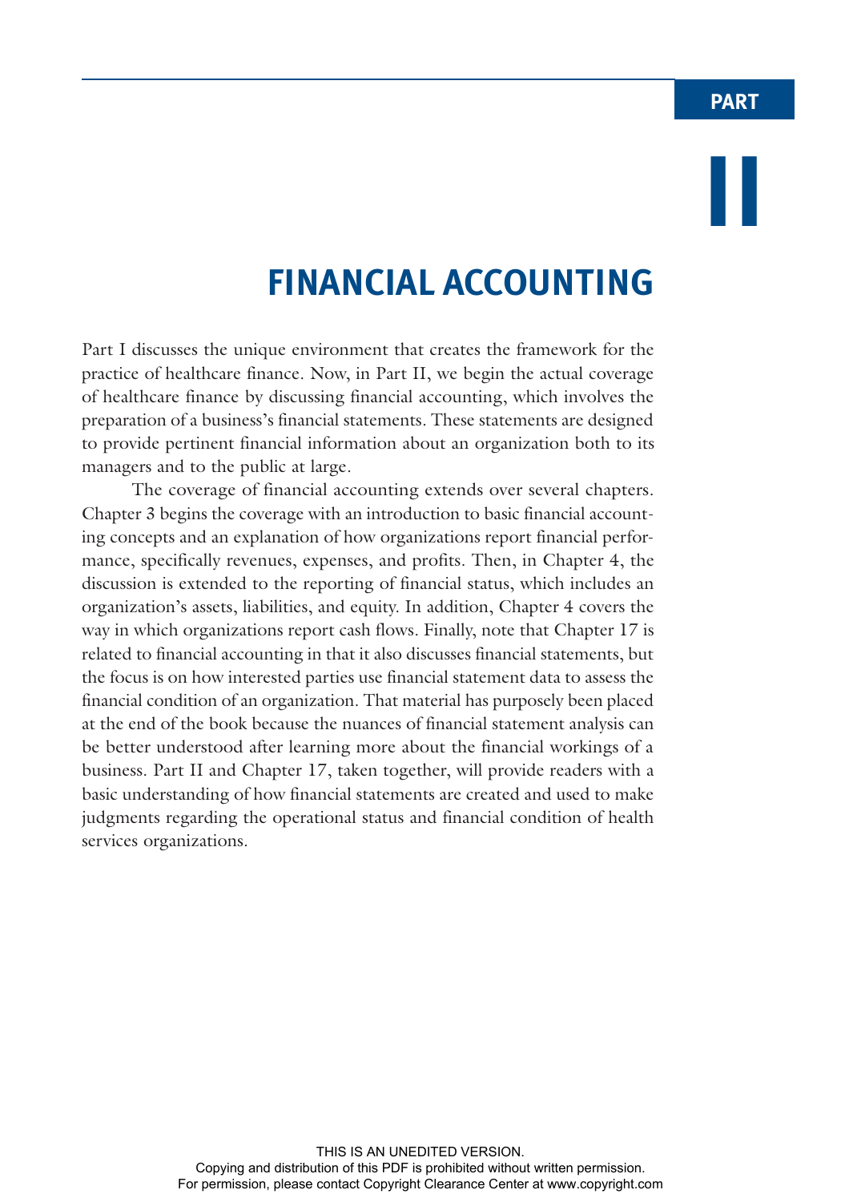# PART II

# FINANCIAL ACCOUNTING

Part I discusses the unique environment that creates the framework for the practice of healthcare finance. Now, in Part II, we begin the actual coverage of healthcare finance by discussing financial accounting, which involves the preparation of a business's financial statements. These statements are designed to provide pertinent financial information about an organization both to its managers and to the public at large.

The coverage of financial accounting extends over several chapters. Chapter 3 begins the coverage with an introduction to basic financial accounting concepts and an explanation of how organizations report financial performance, specifically revenues, expenses, and profits. Then, in Chapter 4, the discussion is extended to the reporting of financial status, which includes an organization's assets, liabilities, and equity. In addition, Chapter 4 covers the way in which organizations report cash flows. Finally, note that Chapter 17 is related to financial accounting in that it also discusses financial statements, but the focus is on how interested parties use financial statement data to assess the financial condition of an organization. That material has purposely been placed at the end of the book because the nuances of financial statement analysis can be better understood after learning more about the financial workings of a business. Part II and Chapter 17, taken together, will provide readers with a basic understanding of how financial statements are created and used to make judgments regarding the operational status and financial condition of health services organizations.

THIS IS AN UNEDITED VERSION.
Copying and distribution of this PDF is prohibited without written permission.
For permission, please contact Copyright Clearance Center at www.copyright.com